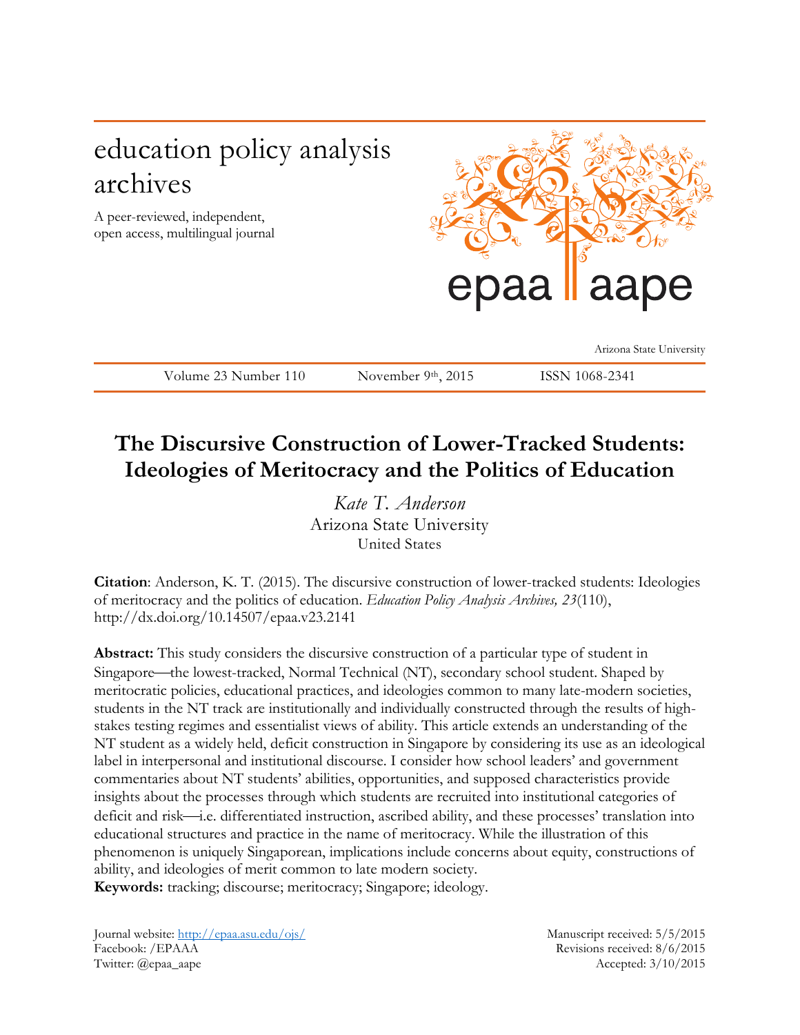education policy analysis archives

A peer-reviewed, independent, open access, multilingual journal

epaa aape

Arizona State University

Volume 23 Number 110 | November 9th, 2015 | ISSN 1068-2341

# The Discursive Construction of Lower-Tracked Students: Ideologies of Meritocracy and the Politics of Education

*Kate T. Anderson*
Arizona State University
United States

**Citation**: Anderson, K. T. (2015). The discursive construction of lower-tracked students: Ideologies of meritocracy and the politics of education. *Education Policy Analysis Archives, 23*(110), http://dx.doi.org/10.14507/epaa.v23.2141

**Abstract:** This study considers the discursive construction of a particular type of student in Singapore—the lowest-tracked, Normal Technical (NT), secondary school student. Shaped by meritocratic policies, educational practices, and ideologies common to many late-modern societies, students in the NT track are institutionally and individually constructed through the results of high-stakes testing regimes and essentialist views of ability. This article extends an understanding of the NT student as a widely held, deficit construction in Singapore by considering its use as an ideological label in interpersonal and institutional discourse. I consider how school leaders' and government commentaries about NT students' abilities, opportunities, and supposed characteristics provide insights about the processes through which students are recruited into institutional categories of deficit and risk—i.e. differentiated instruction, ascribed ability, and these processes' translation into educational structures and practice in the name of meritocracy. While the illustration of this phenomenon is uniquely Singaporean, implications include concerns about equity, constructions of ability, and ideologies of merit common to late modern society.
**Keywords:** tracking; discourse; meritocracy; Singapore; ideology.

Journal website: http://epaa.asu.edu/ojs/
Facebook: /EPAAA
Twitter: @epaa_aape

Manuscript received: 5/5/2015
Revisions received: 8/6/2015
Accepted: 3/10/2015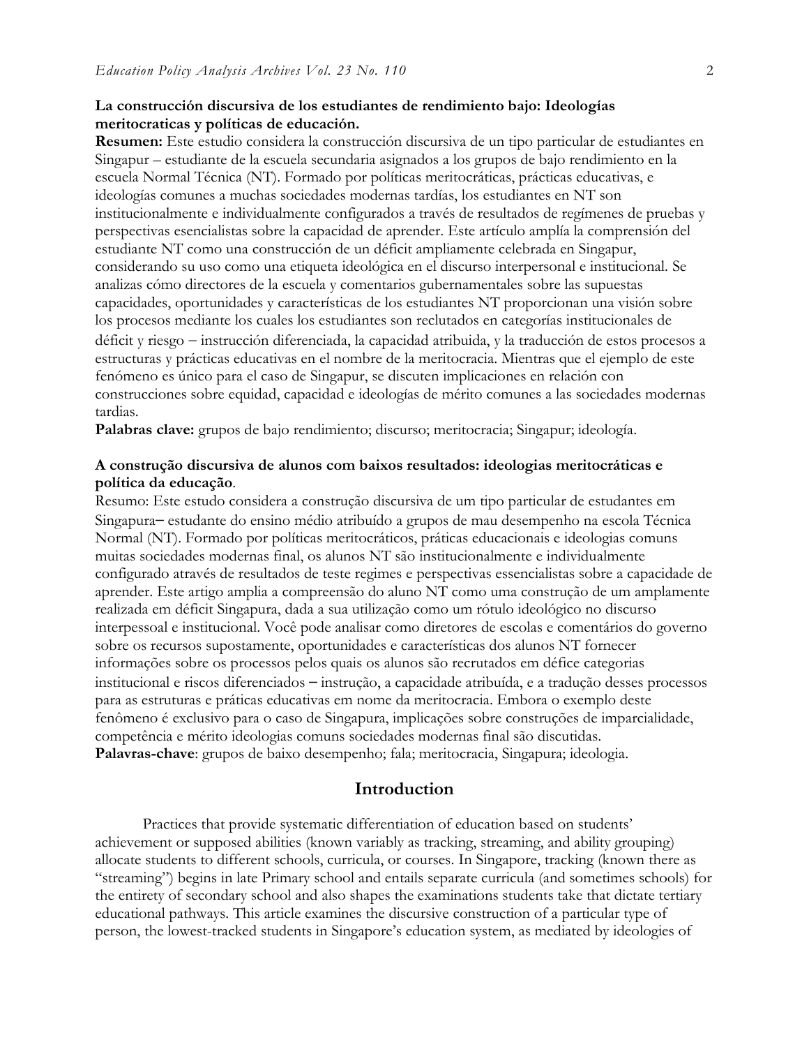**La construcción discursiva de los estudiantes de rendimiento bajo: Ideologías meritocraticas y políticas de educación.**

**Resumen:** Este estudio considera la construcción discursiva de un tipo particular de estudiantes en Singapur – estudiante de la escuela secundaria asignados a los grupos de bajo rendimiento en la escuela Normal Técnica (NT). Formado por políticas meritocráticas, prácticas educativas, e ideologías comunes a muchas sociedades modernas tardías, los estudiantes en NT son institucionalmente e individualmente configurados a través de resultados de regímenes de pruebas y perspectivas esencialistas sobre la capacidad de aprender. Este artículo amplía la comprensión del estudiante NT como una construcción de un déficit ampliamente celebrada en Singapur, considerando su uso como una etiqueta ideológica en el discurso interpersonal e institucional. Se analizas cómo directores de la escuela y comentarios gubernamentales sobre las supuestas capacidades, oportunidades y características de los estudiantes NT proporcionan una visión sobre los procesos mediante los cuales los estudiantes son reclutados en categorías institucionales de déficit y riesgo – instrucción diferenciada, la capacidad atribuida, y la traducción de estos procesos a estructuras y prácticas educativas en el nombre de la meritocracia. Mientras que el ejemplo de este fenómeno es único para el caso de Singapur, se discuten implicaciones en relación con construcciones sobre equidad, capacidad e ideologías de mérito comunes a las sociedades modernas tardias.

**Palabras clave:** grupos de bajo rendimiento; discurso; meritocracia; Singapur; ideología.

**A construção discursiva de alunos com baixos resultados: ideologias meritocráticas e política da educação**.

Resumo: Este estudo considera a construção discursiva de um tipo particular de estudantes em Singapura– estudante do ensino médio atribuído a grupos de mau desempenho na escola Técnica Normal (NT). Formado por políticas meritocráticos, práticas educacionais e ideologias comuns muitas sociedades modernas final, os alunos NT são institucionalmente e individualmente configurado através de resultados de teste regimes e perspectivas essencialistas sobre a capacidade de aprender. Este artigo amplia a compreensão do aluno NT como uma construção de um amplamente realizada em déficit Singapura, dada a sua utilização como um rótulo ideológico no discurso interpessoal e institucional. Você pode analisar como diretores de escolas e comentários do governo sobre os recursos supostamente, oportunidades e características dos alunos NT fornecer informações sobre os processos pelos quais os alunos são recrutados em défice categorias institucional e riscos diferenciados – instrução, a capacidade atribuída, e a tradução desses processos para as estruturas e práticas educativas em nome da meritocracia. Embora o exemplo deste fenômeno é exclusivo para o caso de Singapura, implicações sobre construções de imparcialidade, competência e mérito ideologias comuns sociedades modernas final são discutidas.

**Palavras-chave**: grupos de baixo desempenho; fala; meritocracia, Singapura; ideologia.

## Introduction

Practices that provide systematic differentiation of education based on students' achievement or supposed abilities (known variably as tracking, streaming, and ability grouping) allocate students to different schools, curricula, or courses. In Singapore, tracking (known there as "streaming") begins in late Primary school and entails separate curricula (and sometimes schools) for the entirety of secondary school and also shapes the examinations students take that dictate tertiary educational pathways. This article examines the discursive construction of a particular type of person, the lowest-tracked students in Singapore's education system, as mediated by ideologies of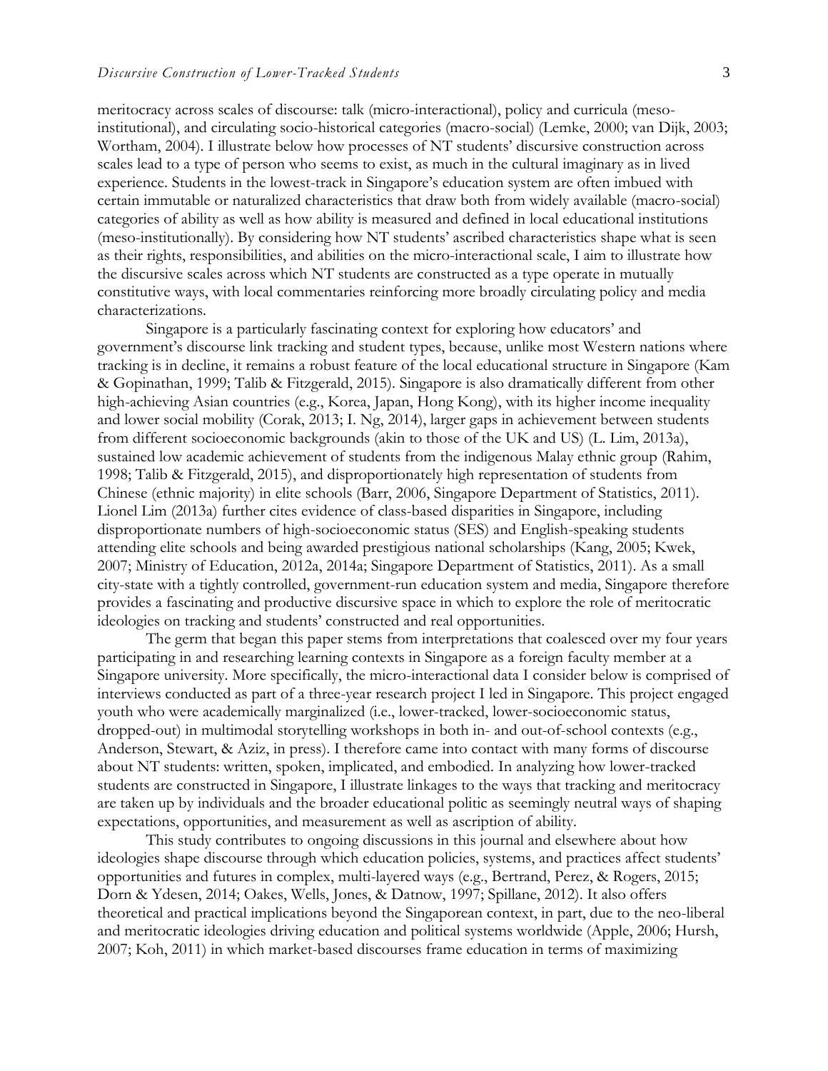meritocracy across scales of discourse: talk (micro-interactional), policy and curricula (meso-institutional), and circulating socio-historical categories (macro-social) (Lemke, 2000; van Dijk, 2003; Wortham, 2004). I illustrate below how processes of NT students' discursive construction across scales lead to a type of person who seems to exist, as much in the cultural imaginary as in lived experience. Students in the lowest-track in Singapore's education system are often imbued with certain immutable or naturalized characteristics that draw both from widely available (macro-social) categories of ability as well as how ability is measured and defined in local educational institutions (meso-institutionally). By considering how NT students' ascribed characteristics shape what is seen as their rights, responsibilities, and abilities on the micro-interactional scale, I aim to illustrate how the discursive scales across which NT students are constructed as a type operate in mutually constitutive ways, with local commentaries reinforcing more broadly circulating policy and media characterizations.

Singapore is a particularly fascinating context for exploring how educators' and government's discourse link tracking and student types, because, unlike most Western nations where tracking is in decline, it remains a robust feature of the local educational structure in Singapore (Kam & Gopinathan, 1999; Talib & Fitzgerald, 2015). Singapore is also dramatically different from other high-achieving Asian countries (e.g., Korea, Japan, Hong Kong), with its higher income inequality and lower social mobility (Corak, 2013; I. Ng, 2014), larger gaps in achievement between students from different socioeconomic backgrounds (akin to those of the UK and US) (L. Lim, 2013a), sustained low academic achievement of students from the indigenous Malay ethnic group (Rahim, 1998; Talib & Fitzgerald, 2015), and disproportionately high representation of students from Chinese (ethnic majority) in elite schools (Barr, 2006, Singapore Department of Statistics, 2011). Lionel Lim (2013a) further cites evidence of class-based disparities in Singapore, including disproportionate numbers of high-socioeconomic status (SES) and English-speaking students attending elite schools and being awarded prestigious national scholarships (Kang, 2005; Kwek, 2007; Ministry of Education, 2012a, 2014a; Singapore Department of Statistics, 2011). As a small city-state with a tightly controlled, government-run education system and media, Singapore therefore provides a fascinating and productive discursive space in which to explore the role of meritocratic ideologies on tracking and students' constructed and real opportunities.

The germ that began this paper stems from interpretations that coalesced over my four years participating in and researching learning contexts in Singapore as a foreign faculty member at a Singapore university. More specifically, the micro-interactional data I consider below is comprised of interviews conducted as part of a three-year research project I led in Singapore. This project engaged youth who were academically marginalized (i.e., lower-tracked, lower-socioeconomic status, dropped-out) in multimodal storytelling workshops in both in- and out-of-school contexts (e.g., Anderson, Stewart, & Aziz, in press). I therefore came into contact with many forms of discourse about NT students: written, spoken, implicated, and embodied. In analyzing how lower-tracked students are constructed in Singapore, I illustrate linkages to the ways that tracking and meritocracy are taken up by individuals and the broader educational politic as seemingly neutral ways of shaping expectations, opportunities, and measurement as well as ascription of ability.

This study contributes to ongoing discussions in this journal and elsewhere about how ideologies shape discourse through which education policies, systems, and practices affect students' opportunities and futures in complex, multi-layered ways (e.g., Bertrand, Perez, & Rogers, 2015; Dorn & Ydesen, 2014; Oakes, Wells, Jones, & Datnow, 1997; Spillane, 2012). It also offers theoretical and practical implications beyond the Singaporean context, in part, due to the neo-liberal and meritocratic ideologies driving education and political systems worldwide (Apple, 2006; Hursh, 2007; Koh, 2011) in which market-based discourses frame education in terms of maximizing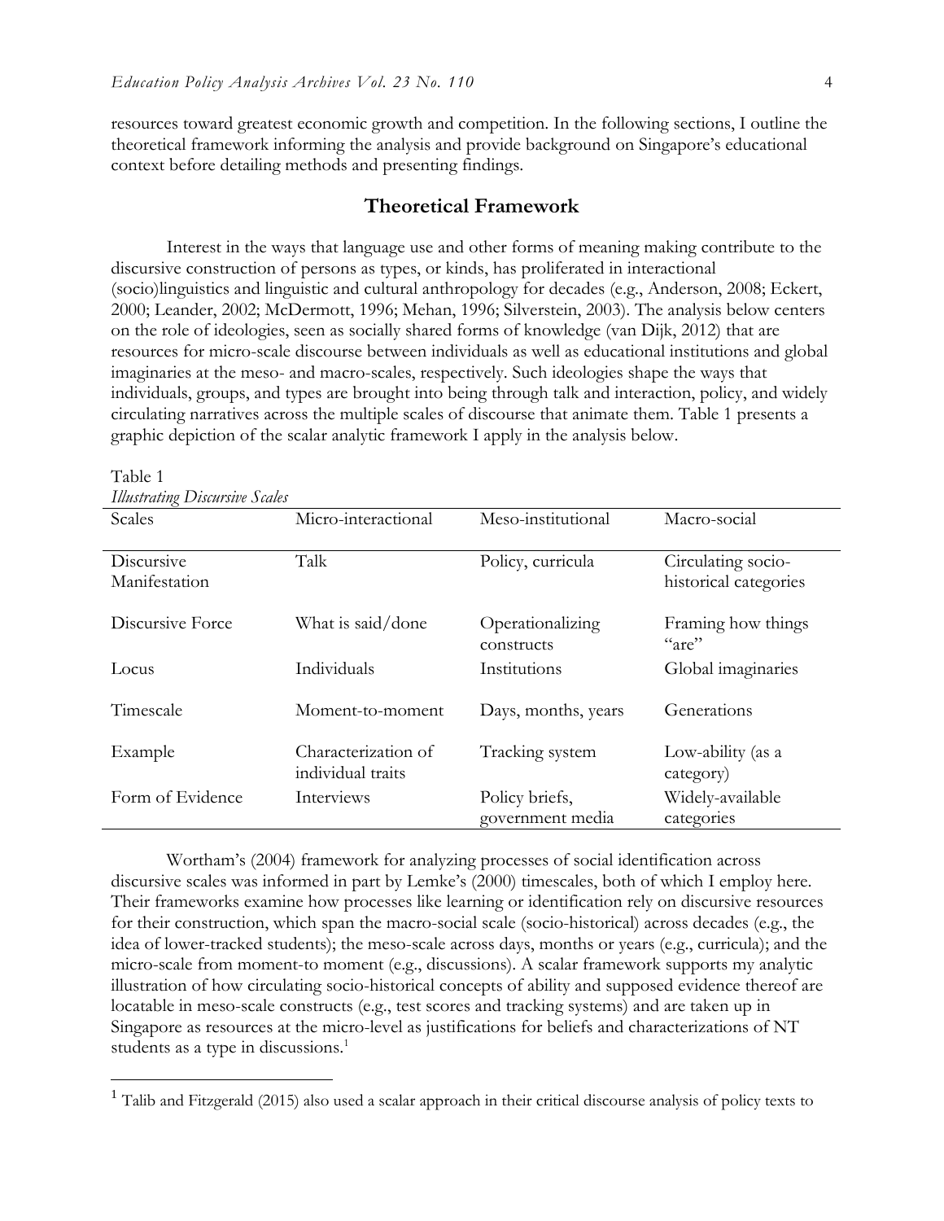resources toward greatest economic growth and competition. In the following sections, I outline the theoretical framework informing the analysis and provide background on Singapore's educational context before detailing methods and presenting findings.

## Theoretical Framework

Interest in the ways that language use and other forms of meaning making contribute to the discursive construction of persons as types, or kinds, has proliferated in interactional (socio)linguistics and linguistic and cultural anthropology for decades (e.g., Anderson, 2008; Eckert, 2000; Leander, 2002; McDermott, 1996; Mehan, 1996; Silverstein, 2003). The analysis below centers on the role of ideologies, seen as socially shared forms of knowledge (van Dijk, 2012) that are resources for micro-scale discourse between individuals as well as educational institutions and global imaginaries at the meso- and macro-scales, respectively. Such ideologies shape the ways that individuals, groups, and types are brought into being through talk and interaction, policy, and widely circulating narratives across the multiple scales of discourse that animate them. Table 1 presents a graphic depiction of the scalar analytic framework I apply in the analysis below.

Table 1
*Illustrating Discursive Scales*

| Scales | Micro-interactional | Meso-institutional | Macro-social |
|---|---|---|---|
| Discursive Manifestation | Talk | Policy, curricula | Circulating socio-historical categories |
| Discursive Force | What is said/done | Operationalizing constructs | Framing how things "are" |
| Locus | Individuals | Institutions | Global imaginaries |
| Timescale | Moment-to-moment | Days, months, years | Generations |
| Example | Characterization of individual traits | Tracking system | Low-ability (as a category) |
| Form of Evidence | Interviews | Policy briefs, government media | Widely-available categories |

Wortham's (2004) framework for analyzing processes of social identification across discursive scales was informed in part by Lemke's (2000) timescales, both of which I employ here. Their frameworks examine how processes like learning or identification rely on discursive resources for their construction, which span the macro-social scale (socio-historical) across decades (e.g., the idea of lower-tracked students); the meso-scale across days, months or years (e.g., curricula); and the micro-scale from moment-to moment (e.g., discussions). A scalar framework supports my analytic illustration of how circulating socio-historical concepts of ability and supposed evidence thereof are locatable in meso-scale constructs (e.g., test scores and tracking systems) and are taken up in Singapore as resources at the micro-level as justifications for beliefs and characterizations of NT students as a type in discussions.[1]

[1] Talib and Fitzgerald (2015) also used a scalar approach in their critical discourse analysis of policy texts to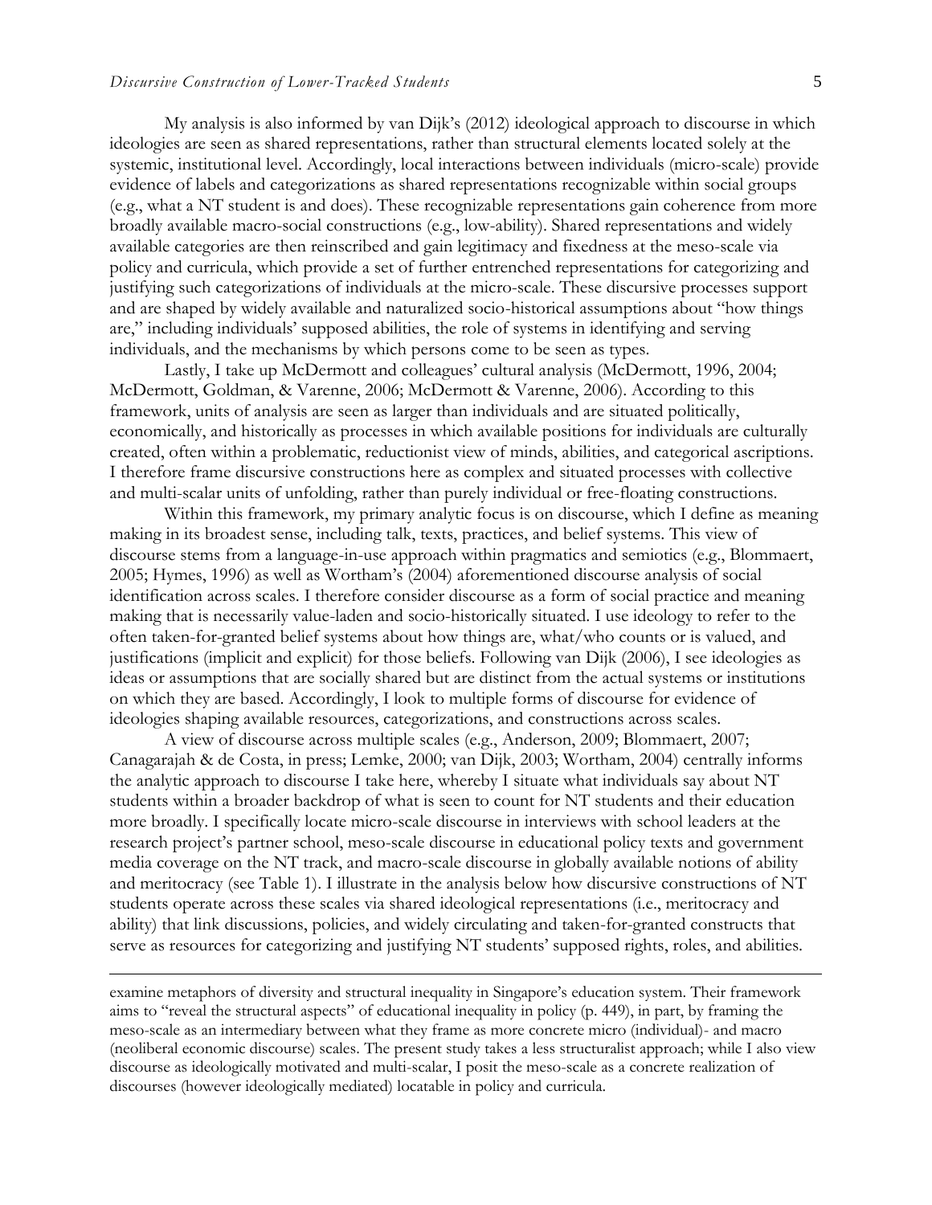My analysis is also informed by van Dijk's (2012) ideological approach to discourse in which ideologies are seen as shared representations, rather than structural elements located solely at the systemic, institutional level. Accordingly, local interactions between individuals (micro-scale) provide evidence of labels and categorizations as shared representations recognizable within social groups (e.g., what a NT student is and does). These recognizable representations gain coherence from more broadly available macro-social constructions (e.g., low-ability). Shared representations and widely available categories are then reinscribed and gain legitimacy and fixedness at the meso-scale via policy and curricula, which provide a set of further entrenched representations for categorizing and justifying such categorizations of individuals at the micro-scale. These discursive processes support and are shaped by widely available and naturalized socio-historical assumptions about "how things are," including individuals' supposed abilities, the role of systems in identifying and serving individuals, and the mechanisms by which persons come to be seen as types.

Lastly, I take up McDermott and colleagues' cultural analysis (McDermott, 1996, 2004; McDermott, Goldman, & Varenne, 2006; McDermott & Varenne, 2006). According to this framework, units of analysis are seen as larger than individuals and are situated politically, economically, and historically as processes in which available positions for individuals are culturally created, often within a problematic, reductionist view of minds, abilities, and categorical ascriptions. I therefore frame discursive constructions here as complex and situated processes with collective and multi-scalar units of unfolding, rather than purely individual or free-floating constructions.

Within this framework, my primary analytic focus is on discourse, which I define as meaning making in its broadest sense, including talk, texts, practices, and belief systems. This view of discourse stems from a language-in-use approach within pragmatics and semiotics (e.g., Blommaert, 2005; Hymes, 1996) as well as Wortham's (2004) aforementioned discourse analysis of social identification across scales. I therefore consider discourse as a form of social practice and meaning making that is necessarily value-laden and socio-historically situated. I use ideology to refer to the often taken-for-granted belief systems about how things are, what/who counts or is valued, and justifications (implicit and explicit) for those beliefs. Following van Dijk (2006), I see ideologies as ideas or assumptions that are socially shared but are distinct from the actual systems or institutions on which they are based. Accordingly, I look to multiple forms of discourse for evidence of ideologies shaping available resources, categorizations, and constructions across scales.

A view of discourse across multiple scales (e.g., Anderson, 2009; Blommaert, 2007; Canagarajah & de Costa, in press; Lemke, 2000; van Dijk, 2003; Wortham, 2004) centrally informs the analytic approach to discourse I take here, whereby I situate what individuals say about NT students within a broader backdrop of what is seen to count for NT students and their education more broadly. I specifically locate micro-scale discourse in interviews with school leaders at the research project's partner school, meso-scale discourse in educational policy texts and government media coverage on the NT track, and macro-scale discourse in globally available notions of ability and meritocracy (see Table 1). I illustrate in the analysis below how discursive constructions of NT students operate across these scales via shared ideological representations (i.e., meritocracy and ability) that link discussions, policies, and widely circulating and taken-for-granted constructs that serve as resources for categorizing and justifying NT students' supposed rights, roles, and abilities.

---

examine metaphors of diversity and structural inequality in Singapore's education system. Their framework aims to "reveal the structural aspects" of educational inequality in policy (p. 449), in part, by framing the meso-scale as an intermediary between what they frame as more concrete micro (individual)- and macro (neoliberal economic discourse) scales. The present study takes a less structuralist approach; while I also view discourse as ideologically motivated and multi-scalar, I posit the meso-scale as a concrete realization of discourses (however ideologically mediated) locatable in policy and curricula.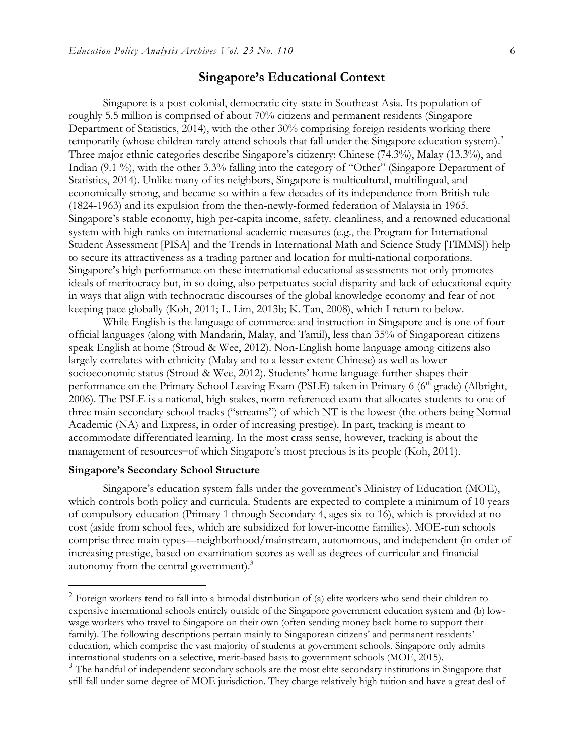## Singapore's Educational Context

Singapore is a post-colonial, democratic city-state in Southeast Asia. Its population of roughly 5.5 million is comprised of about 70% citizens and permanent residents (Singapore Department of Statistics, 2014), with the other 30% comprising foreign residents working there temporarily (whose children rarely attend schools that fall under the Singapore education system).[2] Three major ethnic categories describe Singapore's citizenry: Chinese (74.3%), Malay (13.3%), and Indian (9.1 %), with the other 3.3% falling into the category of "Other" (Singapore Department of Statistics, 2014). Unlike many of its neighbors, Singapore is multicultural, multilingual, and economically strong, and became so within a few decades of its independence from British rule (1824-1963) and its expulsion from the then-newly-formed federation of Malaysia in 1965. Singapore's stable economy, high per-capita income, safety. cleanliness, and a renowned educational system with high ranks on international academic measures (e.g., the Program for International Student Assessment [PISA] and the Trends in International Math and Science Study [TIMMS]) help to secure its attractiveness as a trading partner and location for multi-national corporations. Singapore's high performance on these international educational assessments not only promotes ideals of meritocracy but, in so doing, also perpetuates social disparity and lack of educational equity in ways that align with technocratic discourses of the global knowledge economy and fear of not keeping pace globally (Koh, 2011; L. Lim, 2013b; K. Tan, 2008), which I return to below.

While English is the language of commerce and instruction in Singapore and is one of four official languages (along with Mandarin, Malay, and Tamil), less than 35% of Singaporean citizens speak English at home (Stroud & Wee, 2012). Non-English home language among citizens also largely correlates with ethnicity (Malay and to a lesser extent Chinese) as well as lower socioeconomic status (Stroud & Wee, 2012). Students' home language further shapes their performance on the Primary School Leaving Exam (PSLE) taken in Primary 6 (6th grade) (Albright, 2006). The PSLE is a national, high-stakes, norm-referenced exam that allocates students to one of three main secondary school tracks ("streams") of which NT is the lowest (the others being Normal Academic (NA) and Express, in order of increasing prestige). In part, tracking is meant to accommodate differentiated learning. In the most crass sense, however, tracking is about the management of resources–of which Singapore's most precious is its people (Koh, 2011).

### Singapore's Secondary School Structure

Singapore's education system falls under the government's Ministry of Education (MOE), which controls both policy and curricula. Students are expected to complete a minimum of 10 years of compulsory education (Primary 1 through Secondary 4, ages six to 16), which is provided at no cost (aside from school fees, which are subsidized for lower-income families). MOE-run schools comprise three main types—neighborhood/mainstream, autonomous, and independent (in order of increasing prestige, based on examination scores as well as degrees of curricular and financial autonomy from the central government).[3]

---

[2] Foreign workers tend to fall into a bimodal distribution of (a) elite workers who send their children to expensive international schools entirely outside of the Singapore government education system and (b) low-wage workers who travel to Singapore on their own (often sending money back home to support their family). The following descriptions pertain mainly to Singaporean citizens' and permanent residents' education, which comprise the vast majority of students at government schools. Singapore only admits international students on a selective, merit-based basis to government schools (MOE, 2015).

[3] The handful of independent secondary schools are the most elite secondary institutions in Singapore that still fall under some degree of MOE jurisdiction. They charge relatively high tuition and have a great deal of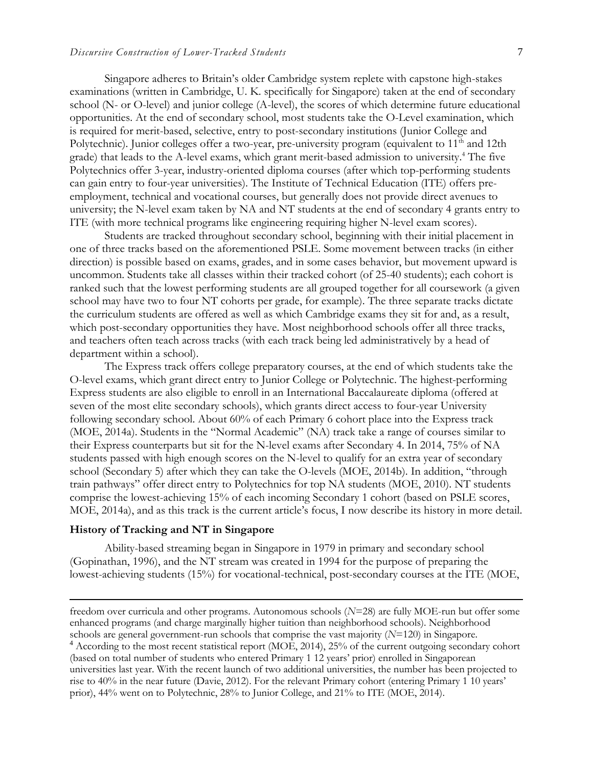Singapore adheres to Britain's older Cambridge system replete with capstone high-stakes examinations (written in Cambridge, U. K. specifically for Singapore) taken at the end of secondary school (N- or O-level) and junior college (A-level), the scores of which determine future educational opportunities. At the end of secondary school, most students take the O-Level examination, which is required for merit-based, selective, entry to post-secondary institutions (Junior College and Polytechnic). Junior colleges offer a two-year, pre-university program (equivalent to 11th and 12th grade) that leads to the A-level exams, which grant merit-based admission to university.[4] The five Polytechnics offer 3-year, industry-oriented diploma courses (after which top-performing students can gain entry to four-year universities). The Institute of Technical Education (ITE) offers pre-employment, technical and vocational courses, but generally does not provide direct avenues to university; the N-level exam taken by NA and NT students at the end of secondary 4 grants entry to ITE (with more technical programs like engineering requiring higher N-level exam scores).

Students are tracked throughout secondary school, beginning with their initial placement in one of three tracks based on the aforementioned PSLE. Some movement between tracks (in either direction) is possible based on exams, grades, and in some cases behavior, but movement upward is uncommon. Students take all classes within their tracked cohort (of 25-40 students); each cohort is ranked such that the lowest performing students are all grouped together for all coursework (a given school may have two to four NT cohorts per grade, for example). The three separate tracks dictate the curriculum students are offered as well as which Cambridge exams they sit for and, as a result, which post-secondary opportunities they have. Most neighborhood schools offer all three tracks, and teachers often teach across tracks (with each track being led administratively by a head of department within a school).

The Express track offers college preparatory courses, at the end of which students take the O-level exams, which grant direct entry to Junior College or Polytechnic. The highest-performing Express students are also eligible to enroll in an International Baccalaureate diploma (offered at seven of the most elite secondary schools), which grants direct access to four-year University following secondary school. About 60% of each Primary 6 cohort place into the Express track (MOE, 2014a). Students in the "Normal Academic" (NA) track take a range of courses similar to their Express counterparts but sit for the N-level exams after Secondary 4. In 2014, 75% of NA students passed with high enough scores on the N-level to qualify for an extra year of secondary school (Secondary 5) after which they can take the O-levels (MOE, 2014b). In addition, "through train pathways" offer direct entry to Polytechnics for top NA students (MOE, 2010). NT students comprise the lowest-achieving 15% of each incoming Secondary 1 cohort (based on PSLE scores, MOE, 2014a), and as this track is the current article's focus, I now describe its history in more detail.

## History of Tracking and NT in Singapore

Ability-based streaming began in Singapore in 1979 in primary and secondary school (Gopinathan, 1996), and the NT stream was created in 1994 for the purpose of preparing the lowest-achieving students (15%) for vocational-technical, post-secondary courses at the ITE (MOE,

---

freedom over curricula and other programs. Autonomous schools (*N*=28) are fully MOE-run but offer some enhanced programs (and charge marginally higher tuition than neighborhood schools). Neighborhood schools are general government-run schools that comprise the vast majority (*N*=120) in Singapore.

[4] According to the most recent statistical report (MOE, 2014), 25% of the current outgoing secondary cohort (based on total number of students who entered Primary 1 12 years' prior) enrolled in Singaporean universities last year. With the recent launch of two additional universities, the number has been projected to rise to 40% in the near future (Davie, 2012). For the relevant Primary cohort (entering Primary 1 10 years' prior), 44% went on to Polytechnic, 28% to Junior College, and 21% to ITE (MOE, 2014).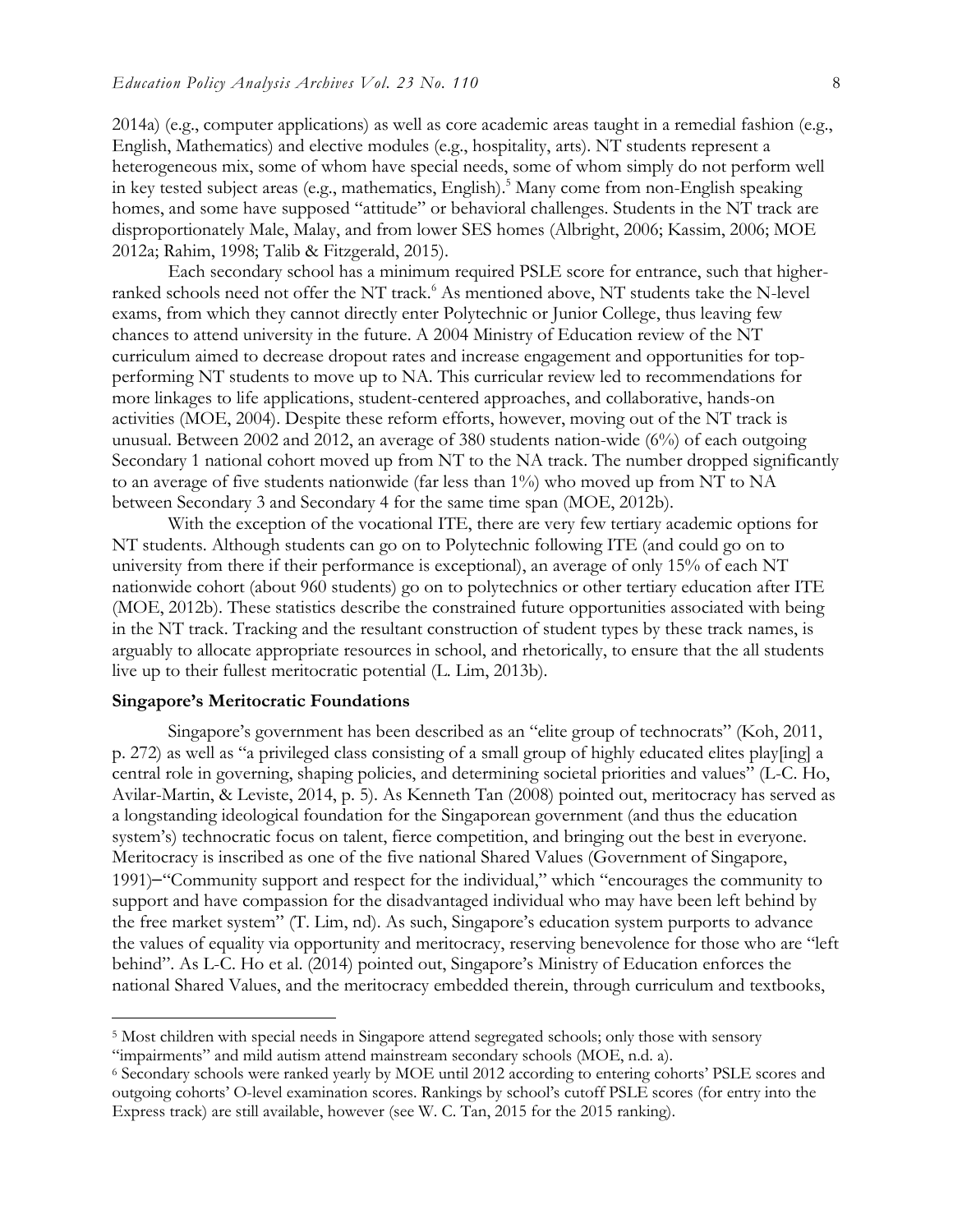2014a) (e.g., computer applications) as well as core academic areas taught in a remedial fashion (e.g., English, Mathematics) and elective modules (e.g., hospitality, arts). NT students represent a heterogeneous mix, some of whom have special needs, some of whom simply do not perform well in key tested subject areas (e.g., mathematics, English).[5] Many come from non-English speaking homes, and some have supposed "attitude" or behavioral challenges. Students in the NT track are disproportionately Male, Malay, and from lower SES homes (Albright, 2006; Kassim, 2006; MOE 2012a; Rahim, 1998; Talib & Fitzgerald, 2015).

Each secondary school has a minimum required PSLE score for entrance, such that higher-ranked schools need not offer the NT track.[6] As mentioned above, NT students take the N-level exams, from which they cannot directly enter Polytechnic or Junior College, thus leaving few chances to attend university in the future. A 2004 Ministry of Education review of the NT curriculum aimed to decrease dropout rates and increase engagement and opportunities for top-performing NT students to move up to NA. This curricular review led to recommendations for more linkages to life applications, student-centered approaches, and collaborative, hands-on activities (MOE, 2004). Despite these reform efforts, however, moving out of the NT track is unusual. Between 2002 and 2012, an average of 380 students nation-wide (6%) of each outgoing Secondary 1 national cohort moved up from NT to the NA track. The number dropped significantly to an average of five students nationwide (far less than 1%) who moved up from NT to NA between Secondary 3 and Secondary 4 for the same time span (MOE, 2012b).

With the exception of the vocational ITE, there are very few tertiary academic options for NT students. Although students can go on to Polytechnic following ITE (and could go on to university from there if their performance is exceptional), an average of only 15% of each NT nationwide cohort (about 960 students) go on to polytechnics or other tertiary education after ITE (MOE, 2012b). These statistics describe the constrained future opportunities associated with being in the NT track. Tracking and the resultant construction of student types by these track names, is arguably to allocate appropriate resources in school, and rhetorically, to ensure that the all students live up to their fullest meritocratic potential (L. Lim, 2013b).

**Singapore's Meritocratic Foundations**

Singapore's government has been described as an "elite group of technocrats" (Koh, 2011, p. 272) as well as "a privileged class consisting of a small group of highly educated elites play[ing] a central role in governing, shaping policies, and determining societal priorities and values" (L-C. Ho, Avilar-Martin, & Leviste, 2014, p. 5). As Kenneth Tan (2008) pointed out, meritocracy has served as a longstanding ideological foundation for the Singaporean government (and thus the education system's) technocratic focus on talent, fierce competition, and bringing out the best in everyone. Meritocracy is inscribed as one of the five national Shared Values (Government of Singapore, 1991)–"Community support and respect for the individual," which "encourages the community to support and have compassion for the disadvantaged individual who may have been left behind by the free market system" (T. Lim, nd). As such, Singapore's education system purports to advance the values of equality via opportunity and meritocracy, reserving benevolence for those who are "left behind". As L-C. Ho et al. (2014) pointed out, Singapore's Ministry of Education enforces the national Shared Values, and the meritocracy embedded therein, through curriculum and textbooks,

---

[5] Most children with special needs in Singapore attend segregated schools; only those with sensory "impairments" and mild autism attend mainstream secondary schools (MOE, n.d. a).

[6] Secondary schools were ranked yearly by MOE until 2012 according to entering cohorts' PSLE scores and outgoing cohorts' O-level examination scores. Rankings by school's cutoff PSLE scores (for entry into the Express track) are still available, however (see W. C. Tan, 2015 for the 2015 ranking).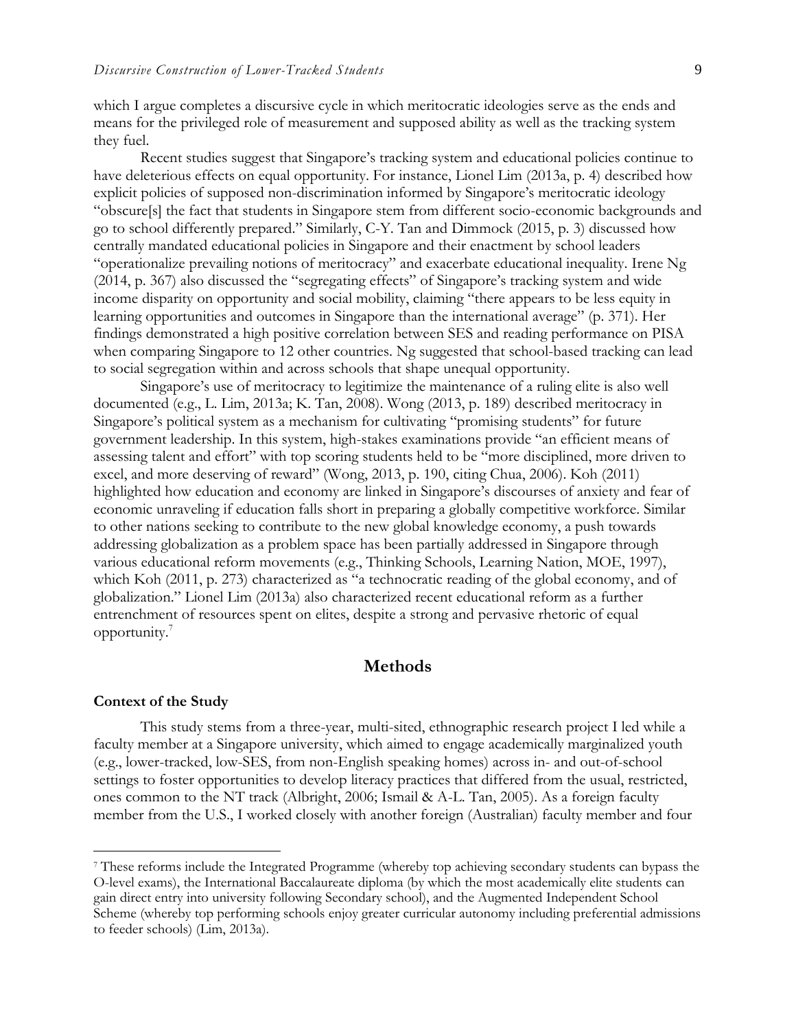which I argue completes a discursive cycle in which meritocratic ideologies serve as the ends and means for the privileged role of measurement and supposed ability as well as the tracking system they fuel.

Recent studies suggest that Singapore's tracking system and educational policies continue to have deleterious effects on equal opportunity. For instance, Lionel Lim (2013a, p. 4) described how explicit policies of supposed non-discrimination informed by Singapore's meritocratic ideology "obscure[s] the fact that students in Singapore stem from different socio-economic backgrounds and go to school differently prepared." Similarly, C-Y. Tan and Dimmock (2015, p. 3) discussed how centrally mandated educational policies in Singapore and their enactment by school leaders "operationalize prevailing notions of meritocracy" and exacerbate educational inequality. Irene Ng (2014, p. 367) also discussed the "segregating effects" of Singapore's tracking system and wide income disparity on opportunity and social mobility, claiming "there appears to be less equity in learning opportunities and outcomes in Singapore than the international average" (p. 371). Her findings demonstrated a high positive correlation between SES and reading performance on PISA when comparing Singapore to 12 other countries. Ng suggested that school-based tracking can lead to social segregation within and across schools that shape unequal opportunity.

Singapore's use of meritocracy to legitimize the maintenance of a ruling elite is also well documented (e.g., L. Lim, 2013a; K. Tan, 2008). Wong (2013, p. 189) described meritocracy in Singapore's political system as a mechanism for cultivating "promising students" for future government leadership. In this system, high-stakes examinations provide "an efficient means of assessing talent and effort" with top scoring students held to be "more disciplined, more driven to excel, and more deserving of reward" (Wong, 2013, p. 190, citing Chua, 2006). Koh (2011) highlighted how education and economy are linked in Singapore's discourses of anxiety and fear of economic unraveling if education falls short in preparing a globally competitive workforce. Similar to other nations seeking to contribute to the new global knowledge economy, a push towards addressing globalization as a problem space has been partially addressed in Singapore through various educational reform movements (e.g., Thinking Schools, Learning Nation, MOE, 1997), which Koh (2011, p. 273) characterized as "a technocratic reading of the global economy, and of globalization." Lionel Lim (2013a) also characterized recent educational reform as a further entrenchment of resources spent on elites, despite a strong and pervasive rhetoric of equal opportunity.[7]

## Methods

### Context of the Study

This study stems from a three-year, multi-sited, ethnographic research project I led while a faculty member at a Singapore university, which aimed to engage academically marginalized youth (e.g., lower-tracked, low-SES, from non-English speaking homes) across in- and out-of-school settings to foster opportunities to develop literacy practices that differed from the usual, restricted, ones common to the NT track (Albright, 2006; Ismail & A-L. Tan, 2005). As a foreign faculty member from the U.S., I worked closely with another foreign (Australian) faculty member and four

[7] These reforms include the Integrated Programme (whereby top achieving secondary students can bypass the O-level exams), the International Baccalaureate diploma (by which the most academically elite students can gain direct entry into university following Secondary school), and the Augmented Independent School Scheme (whereby top performing schools enjoy greater curricular autonomy including preferential admissions to feeder schools) (Lim, 2013a).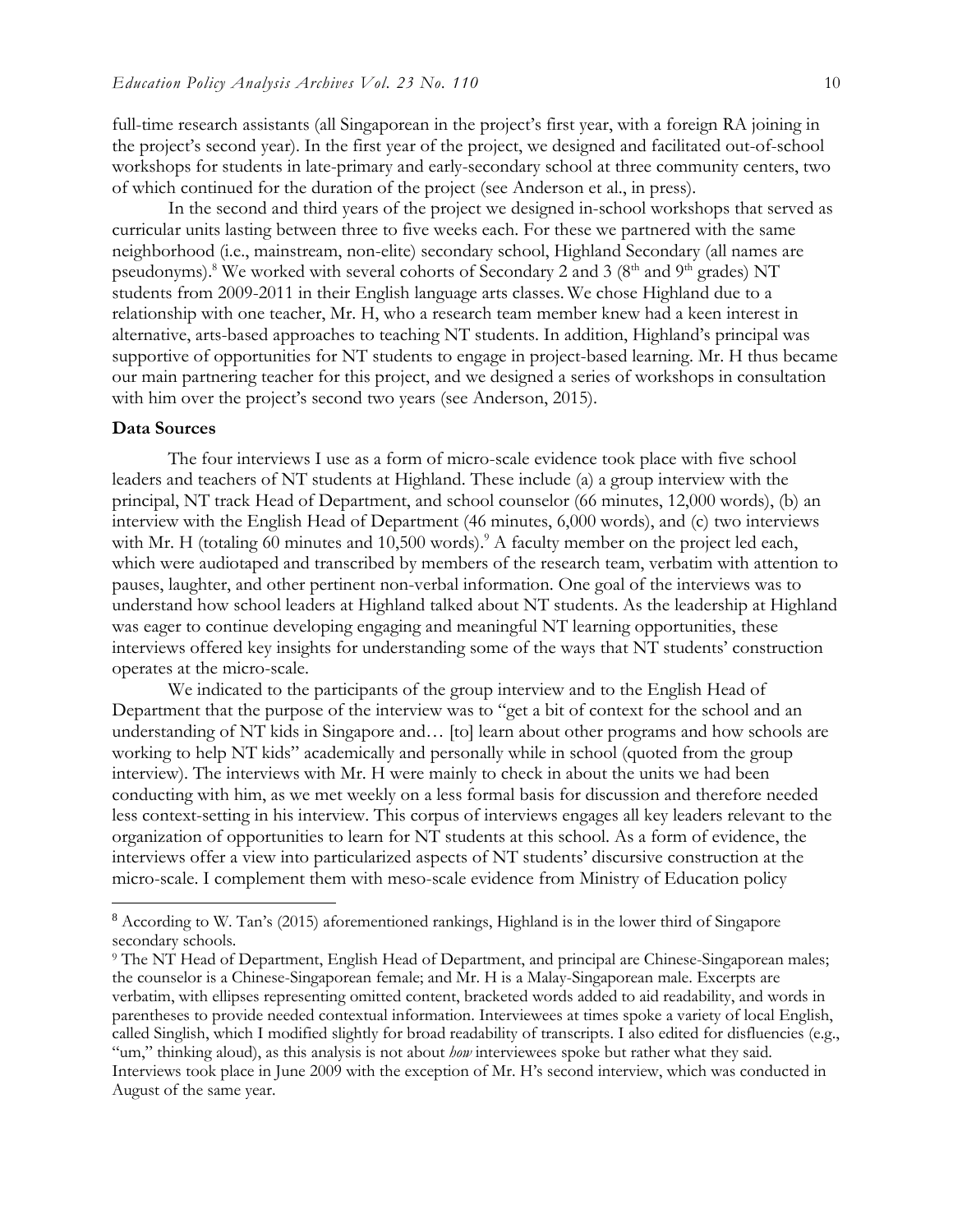full-time research assistants (all Singaporean in the project's first year, with a foreign RA joining in the project's second year). In the first year of the project, we designed and facilitated out-of-school workshops for students in late-primary and early-secondary school at three community centers, two of which continued for the duration of the project (see Anderson et al., in press).

In the second and third years of the project we designed in-school workshops that served as curricular units lasting between three to five weeks each. For these we partnered with the same neighborhood (i.e., mainstream, non-elite) secondary school, Highland Secondary (all names are pseudonyms).[8] We worked with several cohorts of Secondary 2 and 3 (8th and 9th grades) NT students from 2009-2011 in their English language arts classes. We chose Highland due to a relationship with one teacher, Mr. H, who a research team member knew had a keen interest in alternative, arts-based approaches to teaching NT students. In addition, Highland's principal was supportive of opportunities for NT students to engage in project-based learning. Mr. H thus became our main partnering teacher for this project, and we designed a series of workshops in consultation with him over the project's second two years (see Anderson, 2015).

**Data Sources**

The four interviews I use as a form of micro-scale evidence took place with five school leaders and teachers of NT students at Highland. These include (a) a group interview with the principal, NT track Head of Department, and school counselor (66 minutes, 12,000 words), (b) an interview with the English Head of Department (46 minutes, 6,000 words), and (c) two interviews with Mr. H (totaling 60 minutes and 10,500 words).[9] A faculty member on the project led each, which were audiotaped and transcribed by members of the research team, verbatim with attention to pauses, laughter, and other pertinent non-verbal information. One goal of the interviews was to understand how school leaders at Highland talked about NT students. As the leadership at Highland was eager to continue developing engaging and meaningful NT learning opportunities, these interviews offered key insights for understanding some of the ways that NT students' construction operates at the micro-scale.

We indicated to the participants of the group interview and to the English Head of Department that the purpose of the interview was to "get a bit of context for the school and an understanding of NT kids in Singapore and… [to] learn about other programs and how schools are working to help NT kids" academically and personally while in school (quoted from the group interview). The interviews with Mr. H were mainly to check in about the units we had been conducting with him, as we met weekly on a less formal basis for discussion and therefore needed less context-setting in his interview. This corpus of interviews engages all key leaders relevant to the organization of opportunities to learn for NT students at this school. As a form of evidence, the interviews offer a view into particularized aspects of NT students' discursive construction at the micro-scale. I complement them with meso-scale evidence from Ministry of Education policy

---

[8] According to W. Tan's (2015) aforementioned rankings, Highland is in the lower third of Singapore secondary schools.

[9] The NT Head of Department, English Head of Department, and principal are Chinese-Singaporean males; the counselor is a Chinese-Singaporean female; and Mr. H is a Malay-Singaporean male. Excerpts are verbatim, with ellipses representing omitted content, bracketed words added to aid readability, and words in parentheses to provide needed contextual information. Interviewees at times spoke a variety of local English, called Singlish, which I modified slightly for broad readability of transcripts. I also edited for disfluencies (e.g., "um," thinking aloud), as this analysis is not about *how* interviewees spoke but rather what they said. Interviews took place in June 2009 with the exception of Mr. H's second interview, which was conducted in August of the same year.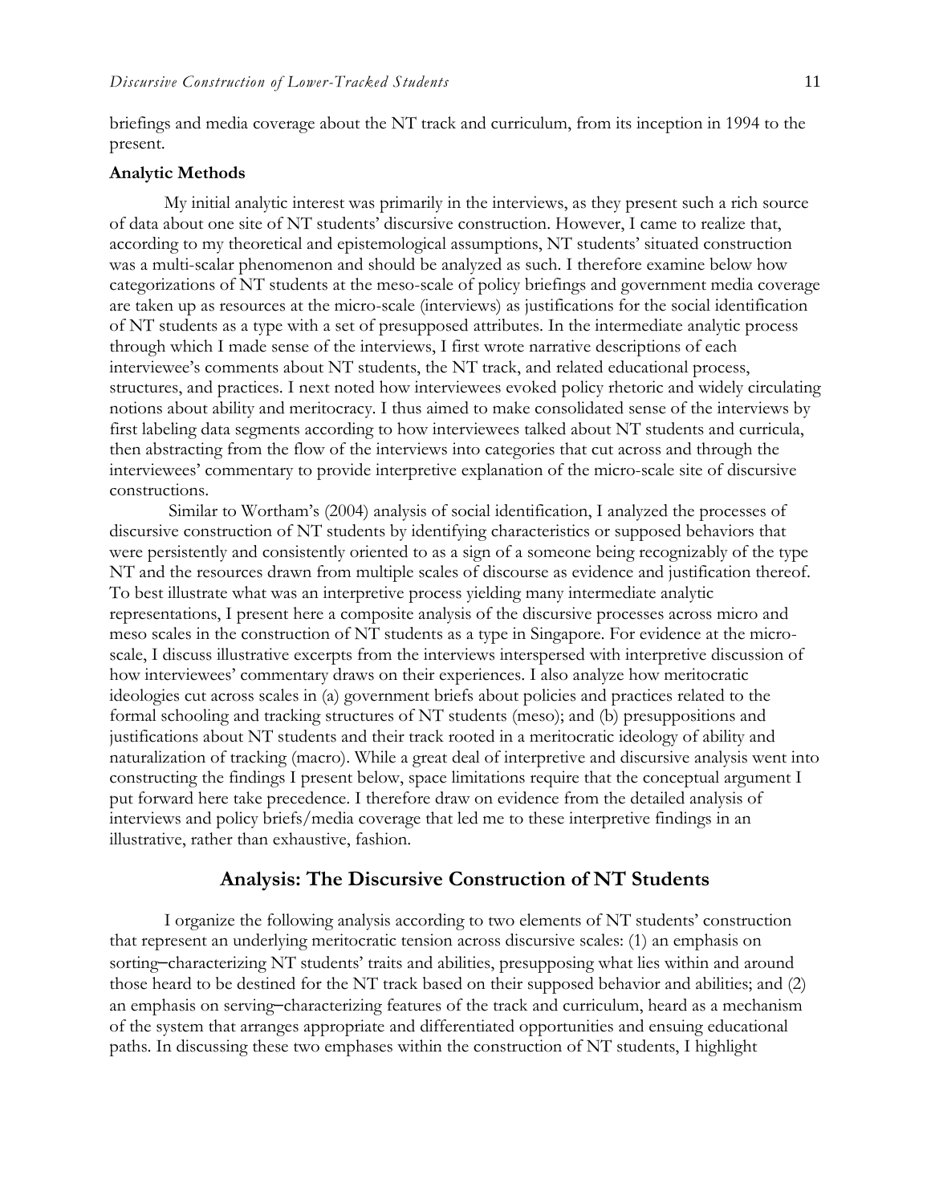briefings and media coverage about the NT track and curriculum, from its inception in 1994 to the present.

### Analytic Methods

My initial analytic interest was primarily in the interviews, as they present such a rich source of data about one site of NT students' discursive construction. However, I came to realize that, according to my theoretical and epistemological assumptions, NT students' situated construction was a multi-scalar phenomenon and should be analyzed as such. I therefore examine below how categorizations of NT students at the meso-scale of policy briefings and government media coverage are taken up as resources at the micro-scale (interviews) as justifications for the social identification of NT students as a type with a set of presupposed attributes. In the intermediate analytic process through which I made sense of the interviews, I first wrote narrative descriptions of each interviewee's comments about NT students, the NT track, and related educational process, structures, and practices. I next noted how interviewees evoked policy rhetoric and widely circulating notions about ability and meritocracy. I thus aimed to make consolidated sense of the interviews by first labeling data segments according to how interviewees talked about NT students and curricula, then abstracting from the flow of the interviews into categories that cut across and through the interviewees' commentary to provide interpretive explanation of the micro-scale site of discursive constructions.

Similar to Wortham's (2004) analysis of social identification, I analyzed the processes of discursive construction of NT students by identifying characteristics or supposed behaviors that were persistently and consistently oriented to as a sign of a someone being recognizably of the type NT and the resources drawn from multiple scales of discourse as evidence and justification thereof. To best illustrate what was an interpretive process yielding many intermediate analytic representations, I present here a composite analysis of the discursive processes across micro and meso scales in the construction of NT students as a type in Singapore. For evidence at the micro-scale, I discuss illustrative excerpts from the interviews interspersed with interpretive discussion of how interviewees' commentary draws on their experiences. I also analyze how meritocratic ideologies cut across scales in (a) government briefs about policies and practices related to the formal schooling and tracking structures of NT students (meso); and (b) presuppositions and justifications about NT students and their track rooted in a meritocratic ideology of ability and naturalization of tracking (macro). While a great deal of interpretive and discursive analysis went into constructing the findings I present below, space limitations require that the conceptual argument I put forward here take precedence. I therefore draw on evidence from the detailed analysis of interviews and policy briefs/media coverage that led me to these interpretive findings in an illustrative, rather than exhaustive, fashion.

## Analysis: The Discursive Construction of NT Students

I organize the following analysis according to two elements of NT students' construction that represent an underlying meritocratic tension across discursive scales: (1) an emphasis on sorting–characterizing NT students' traits and abilities, presupposing what lies within and around those heard to be destined for the NT track based on their supposed behavior and abilities; and (2) an emphasis on serving–characterizing features of the track and curriculum, heard as a mechanism of the system that arranges appropriate and differentiated opportunities and ensuing educational paths. In discussing these two emphases within the construction of NT students, I highlight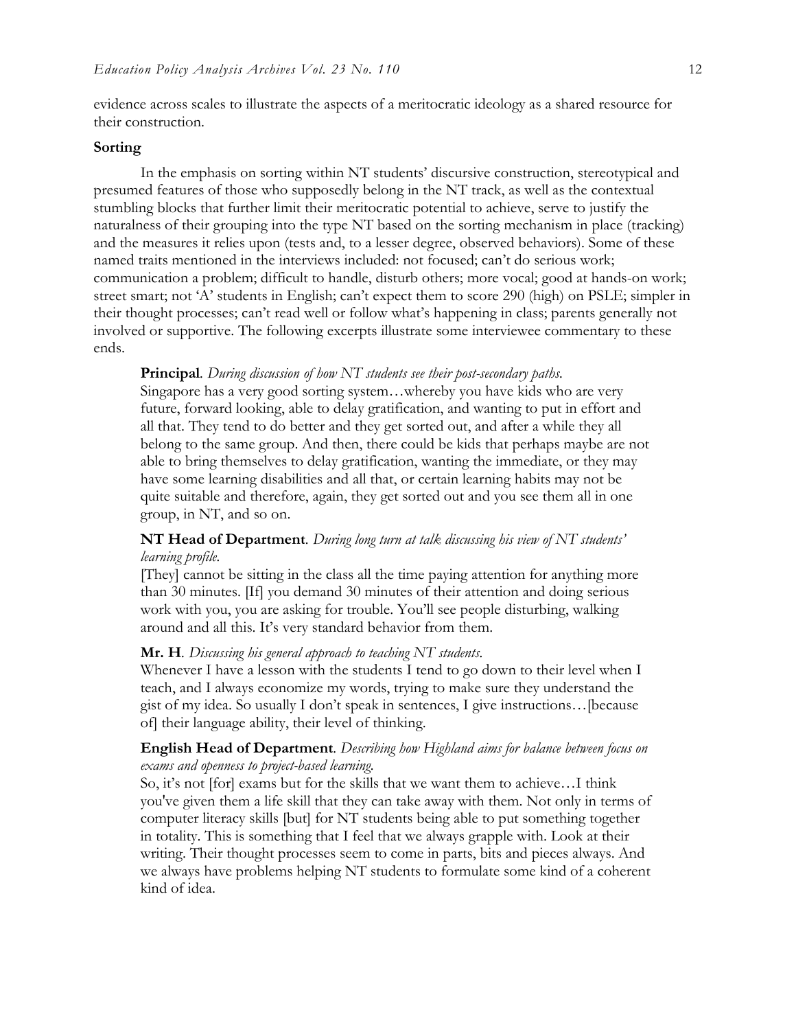evidence across scales to illustrate the aspects of a meritocratic ideology as a shared resource for their construction.

### Sorting

In the emphasis on sorting within NT students' discursive construction, stereotypical and presumed features of those who supposedly belong in the NT track, as well as the contextual stumbling blocks that further limit their meritocratic potential to achieve, serve to justify the naturalness of their grouping into the type NT based on the sorting mechanism in place (tracking) and the measures it relies upon (tests and, to a lesser degree, observed behaviors). Some of these named traits mentioned in the interviews included: not focused; can't do serious work; communication a problem; difficult to handle, disturb others; more vocal; good at hands-on work; street smart; not 'A' students in English; can't expect them to score 290 (high) on PSLE; simpler in their thought processes; can't read well or follow what's happening in class; parents generally not involved or supportive. The following excerpts illustrate some interviewee commentary to these ends.

> **Principal**. *During discussion of how NT students see their post-secondary paths.*
> Singapore has a very good sorting system…whereby you have kids who are very future, forward looking, able to delay gratification, and wanting to put in effort and all that. They tend to do better and they get sorted out, and after a while they all belong to the same group. And then, there could be kids that perhaps maybe are not able to bring themselves to delay gratification, wanting the immediate, or they may have some learning disabilities and all that, or certain learning habits may not be quite suitable and therefore, again, they get sorted out and you see them all in one group, in NT, and so on.

> **NT Head of Department**. *During long turn at talk discussing his view of NT students' learning profile.*
> [They] cannot be sitting in the class all the time paying attention for anything more than 30 minutes. [If] you demand 30 minutes of their attention and doing serious work with you, you are asking for trouble. You'll see people disturbing, walking around and all this. It's very standard behavior from them.

> **Mr. H**. *Discussing his general approach to teaching NT students.*
> Whenever I have a lesson with the students I tend to go down to their level when I teach, and I always economize my words, trying to make sure they understand the gist of my idea. So usually I don't speak in sentences, I give instructions…[because of] their language ability, their level of thinking.

> **English Head of Department**. *Describing how Highland aims for balance between focus on exams and openness to project-based learning.*
> So, it's not [for] exams but for the skills that we want them to achieve…I think you've given them a life skill that they can take away with them. Not only in terms of computer literacy skills [but] for NT students being able to put something together in totality. This is something that I feel that we always grapple with. Look at their writing. Their thought processes seem to come in parts, bits and pieces always. And we always have problems helping NT students to formulate some kind of a coherent kind of idea.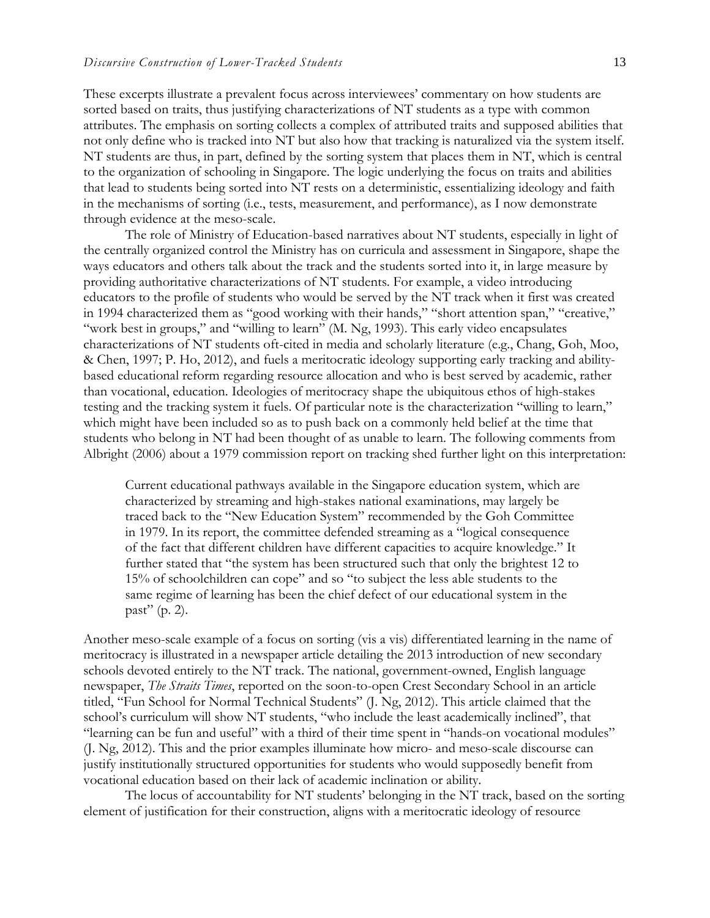These excerpts illustrate a prevalent focus across interviewees' commentary on how students are sorted based on traits, thus justifying characterizations of NT students as a type with common attributes. The emphasis on sorting collects a complex of attributed traits and supposed abilities that not only define who is tracked into NT but also how that tracking is naturalized via the system itself. NT students are thus, in part, defined by the sorting system that places them in NT, which is central to the organization of schooling in Singapore. The logic underlying the focus on traits and abilities that lead to students being sorted into NT rests on a deterministic, essentializing ideology and faith in the mechanisms of sorting (i.e., tests, measurement, and performance), as I now demonstrate through evidence at the meso-scale.

The role of Ministry of Education-based narratives about NT students, especially in light of the centrally organized control the Ministry has on curricula and assessment in Singapore, shape the ways educators and others talk about the track and the students sorted into it, in large measure by providing authoritative characterizations of NT students. For example, a video introducing educators to the profile of students who would be served by the NT track when it first was created in 1994 characterized them as "good working with their hands," "short attention span," "creative," "work best in groups," and "willing to learn" (M. Ng, 1993). This early video encapsulates characterizations of NT students oft-cited in media and scholarly literature (e.g., Chang, Goh, Moo, & Chen, 1997; P. Ho, 2012), and fuels a meritocratic ideology supporting early tracking and ability-based educational reform regarding resource allocation and who is best served by academic, rather than vocational, education. Ideologies of meritocracy shape the ubiquitous ethos of high-stakes testing and the tracking system it fuels. Of particular note is the characterization "willing to learn," which might have been included so as to push back on a commonly held belief at the time that students who belong in NT had been thought of as unable to learn. The following comments from Albright (2006) about a 1979 commission report on tracking shed further light on this interpretation:

> Current educational pathways available in the Singapore education system, which are characterized by streaming and high-stakes national examinations, may largely be traced back to the "New Education System" recommended by the Goh Committee in 1979. In its report, the committee defended streaming as a "logical consequence of the fact that different children have different capacities to acquire knowledge." It further stated that "the system has been structured such that only the brightest 12 to 15% of schoolchildren can cope" and so "to subject the less able students to the same regime of learning has been the chief defect of our educational system in the past" (p. 2).

Another meso-scale example of a focus on sorting (vis a vis) differentiated learning in the name of meritocracy is illustrated in a newspaper article detailing the 2013 introduction of new secondary schools devoted entirely to the NT track. The national, government-owned, English language newspaper, *The Straits Times*, reported on the soon-to-open Crest Secondary School in an article titled, "Fun School for Normal Technical Students" (J. Ng, 2012). This article claimed that the school's curriculum will show NT students, "who include the least academically inclined", that "learning can be fun and useful" with a third of their time spent in "hands-on vocational modules" (J. Ng, 2012). This and the prior examples illuminate how micro- and meso-scale discourse can justify institutionally structured opportunities for students who would supposedly benefit from vocational education based on their lack of academic inclination or ability.

The locus of accountability for NT students' belonging in the NT track, based on the sorting element of justification for their construction, aligns with a meritocratic ideology of resource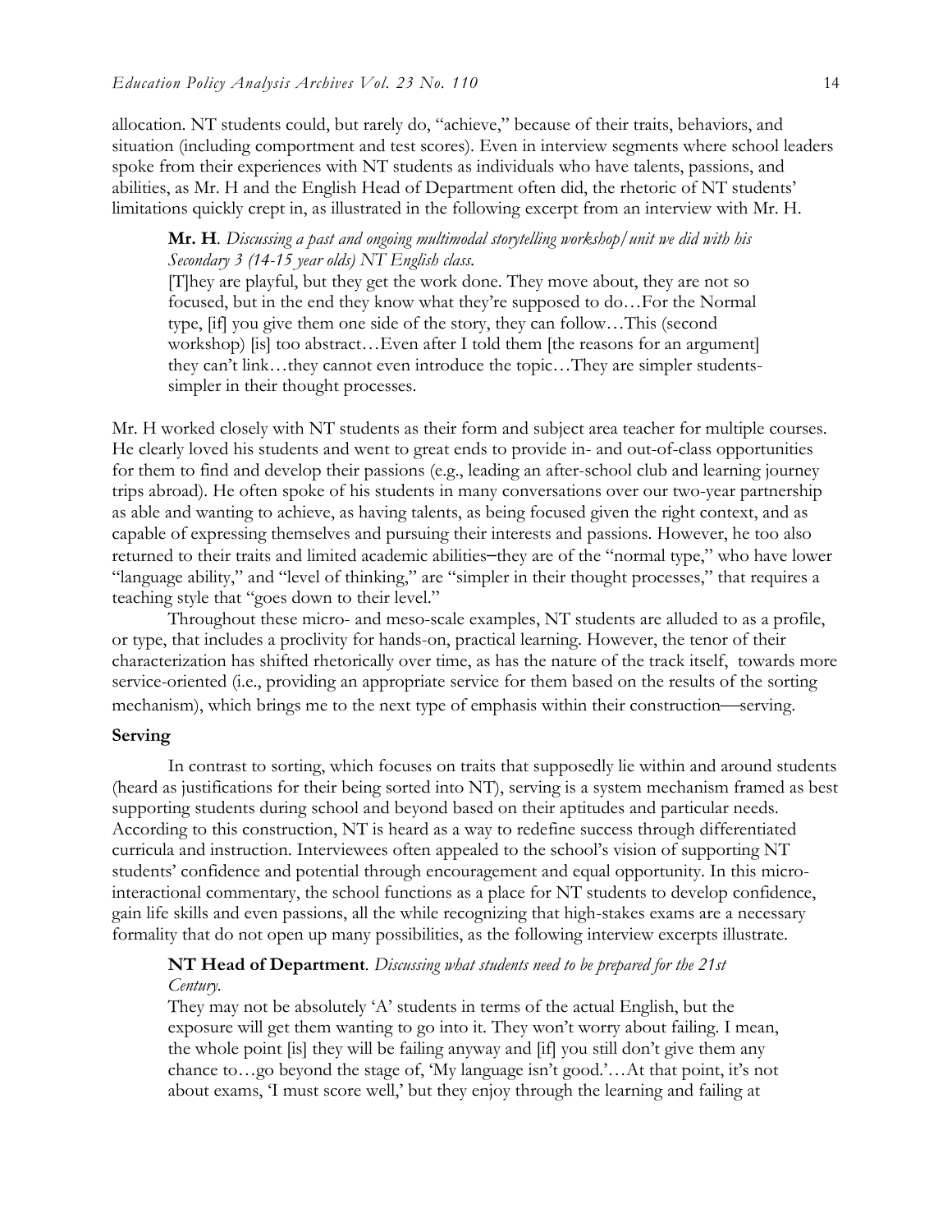allocation. NT students could, but rarely do, "achieve," because of their traits, behaviors, and situation (including comportment and test scores). Even in interview segments where school leaders spoke from their experiences with NT students as individuals who have talents, passions, and abilities, as Mr. H and the English Head of Department often did, the rhetoric of NT students' limitations quickly crept in, as illustrated in the following excerpt from an interview with Mr. H.

> **Mr. H**. *Discussing a past and ongoing multimodal storytelling workshop/unit we did with his Secondary 3 (14-15 year olds) NT English class.*
> [T]hey are playful, but they get the work done. They move about, they are not so focused, but in the end they know what they're supposed to do…For the Normal type, [if] you give them one side of the story, they can follow…This (second workshop) [is] too abstract…Even after I told them [the reasons for an argument] they can't link…they cannot even introduce the topic…They are simpler students-simpler in their thought processes.

Mr. H worked closely with NT students as their form and subject area teacher for multiple courses. He clearly loved his students and went to great ends to provide in- and out-of-class opportunities for them to find and develop their passions (e.g., leading an after-school club and learning journey trips abroad). He often spoke of his students in many conversations over our two-year partnership as able and wanting to achieve, as having talents, as being focused given the right context, and as capable of expressing themselves and pursuing their interests and passions. However, he too also returned to their traits and limited academic abilities–they are of the "normal type," who have lower "language ability," and "level of thinking," are "simpler in their thought processes," that requires a teaching style that "goes down to their level."

Throughout these micro- and meso-scale examples, NT students are alluded to as a profile, or type, that includes a proclivity for hands-on, practical learning. However, the tenor of their characterization has shifted rhetorically over time, as has the nature of the track itself, towards more service-oriented (i.e., providing an appropriate service for them based on the results of the sorting mechanism), which brings me to the next type of emphasis within their construction—serving.

### Serving

In contrast to sorting, which focuses on traits that supposedly lie within and around students (heard as justifications for their being sorted into NT), serving is a system mechanism framed as best supporting students during school and beyond based on their aptitudes and particular needs. According to this construction, NT is heard as a way to redefine success through differentiated curricula and instruction. Interviewees often appealed to the school's vision of supporting NT students' confidence and potential through encouragement and equal opportunity. In this micro-interactional commentary, the school functions as a place for NT students to develop confidence, gain life skills and even passions, all the while recognizing that high-stakes exams are a necessary formality that do not open up many possibilities, as the following interview excerpts illustrate.

> **NT Head of Department**. *Discussing what students need to be prepared for the 21st Century.*
> They may not be absolutely 'A' students in terms of the actual English, but the exposure will get them wanting to go into it. They won't worry about failing. I mean, the whole point [is] they will be failing anyway and [if] you still don't give them any chance to…go beyond the stage of, 'My language isn't good.'…At that point, it's not about exams, 'I must score well,' but they enjoy through the learning and failing at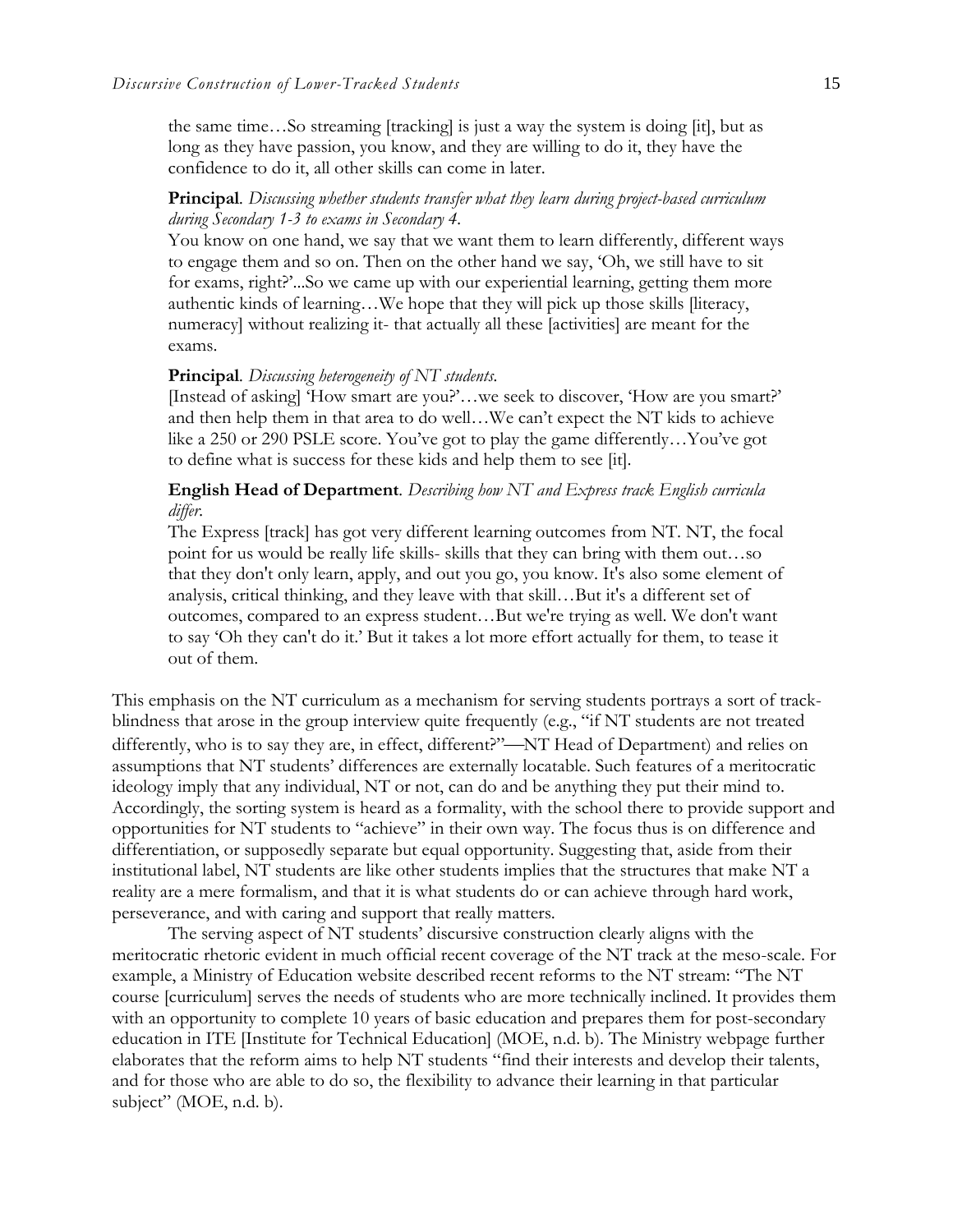> the same time…So streaming [tracking] is just a way the system is doing [it], but as long as they have passion, you know, and they are willing to do it, they have the confidence to do it, all other skills can come in later.

> **Principal**. *Discussing whether students transfer what they learn during project-based curriculum during Secondary 1-3 to exams in Secondary 4.*
> You know on one hand, we say that we want them to learn differently, different ways to engage them and so on. Then on the other hand we say, 'Oh, we still have to sit for exams, right?'...So we came up with our experiential learning, getting them more authentic kinds of learning…We hope that they will pick up those skills [literacy, numeracy] without realizing it- that actually all these [activities] are meant for the exams.

> **Principal**. *Discussing heterogeneity of NT students.*
> [Instead of asking] 'How smart are you?'…we seek to discover, 'How are you smart?' and then help them in that area to do well…We can't expect the NT kids to achieve like a 250 or 290 PSLE score. You've got to play the game differently…You've got to define what is success for these kids and help them to see [it].

> **English Head of Department**. *Describing how NT and Express track English curricula differ.*
> The Express [track] has got very different learning outcomes from NT. NT, the focal point for us would be really life skills- skills that they can bring with them out…so that they don't only learn, apply, and out you go, you know. It's also some element of analysis, critical thinking, and they leave with that skill…But it's a different set of outcomes, compared to an express student…But we're trying as well. We don't want to say 'Oh they can't do it.' But it takes a lot more effort actually for them, to tease it out of them.

This emphasis on the NT curriculum as a mechanism for serving students portrays a sort of track-blindness that arose in the group interview quite frequently (e.g., "if NT students are not treated differently, who is to say they are, in effect, different?"—NT Head of Department) and relies on assumptions that NT students' differences are externally locatable. Such features of a meritocratic ideology imply that any individual, NT or not, can do and be anything they put their mind to. Accordingly, the sorting system is heard as a formality, with the school there to provide support and opportunities for NT students to "achieve" in their own way. The focus thus is on difference and differentiation, or supposedly separate but equal opportunity. Suggesting that, aside from their institutional label, NT students are like other students implies that the structures that make NT a reality are a mere formalism, and that it is what students do or can achieve through hard work, perseverance, and with caring and support that really matters.

The serving aspect of NT students' discursive construction clearly aligns with the meritocratic rhetoric evident in much official recent coverage of the NT track at the meso-scale. For example, a Ministry of Education website described recent reforms to the NT stream: "The NT course [curriculum] serves the needs of students who are more technically inclined. It provides them with an opportunity to complete 10 years of basic education and prepares them for post-secondary education in ITE [Institute for Technical Education] (MOE, n.d. b). The Ministry webpage further elaborates that the reform aims to help NT students "find their interests and develop their talents, and for those who are able to do so, the flexibility to advance their learning in that particular subject" (MOE, n.d. b).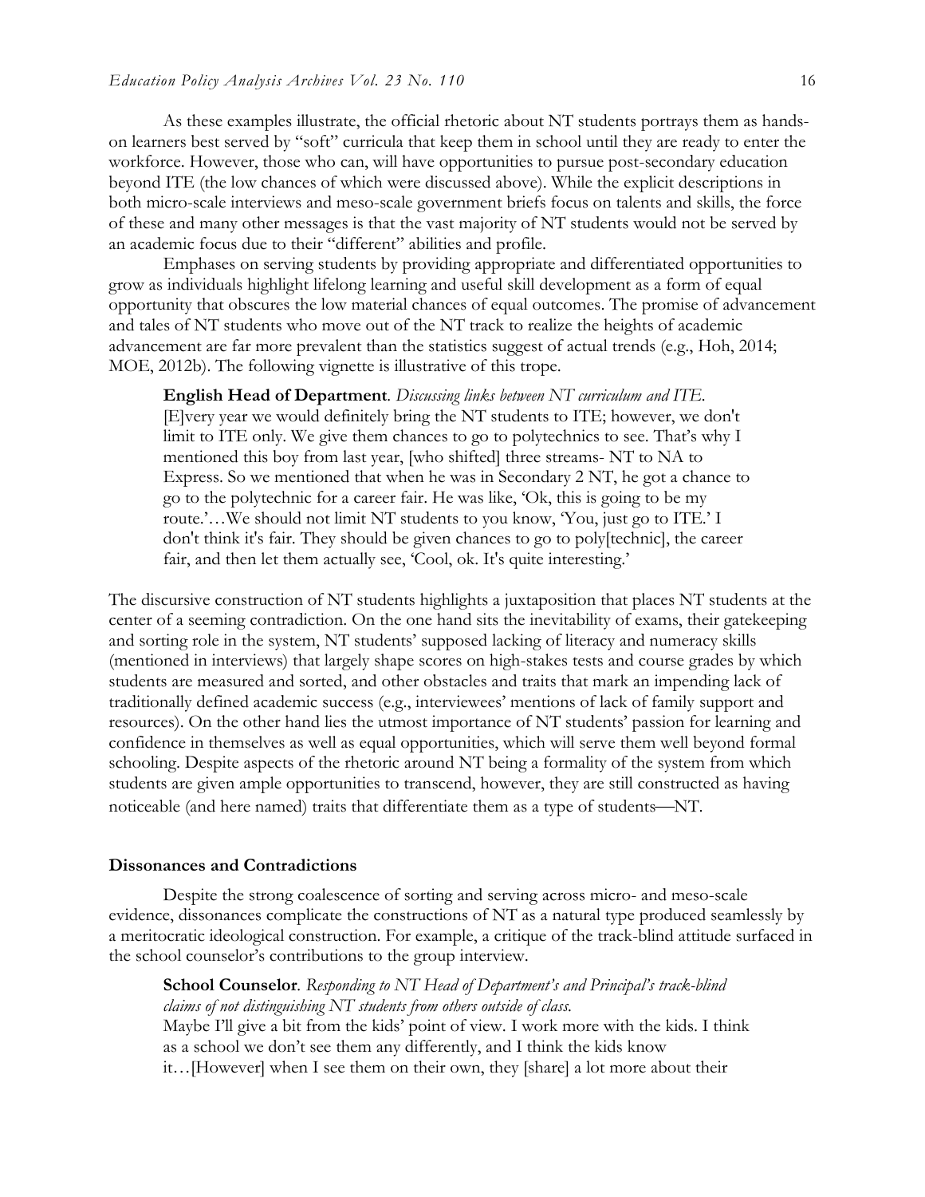As these examples illustrate, the official rhetoric about NT students portrays them as hands-on learners best served by "soft" curricula that keep them in school until they are ready to enter the workforce. However, those who can, will have opportunities to pursue post-secondary education beyond ITE (the low chances of which were discussed above). While the explicit descriptions in both micro-scale interviews and meso-scale government briefs focus on talents and skills, the force of these and many other messages is that the vast majority of NT students would not be served by an academic focus due to their "different" abilities and profile.

Emphases on serving students by providing appropriate and differentiated opportunities to grow as individuals highlight lifelong learning and useful skill development as a form of equal opportunity that obscures the low material chances of equal outcomes. The promise of advancement and tales of NT students who move out of the NT track to realize the heights of academic advancement are far more prevalent than the statistics suggest of actual trends (e.g., Hoh, 2014; MOE, 2012b). The following vignette is illustrative of this trope.

> **English Head of Department**. *Discussing links between NT curriculum and ITE.*
> [E]very year we would definitely bring the NT students to ITE; however, we don't limit to ITE only. We give them chances to go to polytechnics to see. That's why I mentioned this boy from last year, [who shifted] three streams- NT to NA to Express. So we mentioned that when he was in Secondary 2 NT, he got a chance to go to the polytechnic for a career fair. He was like, 'Ok, this is going to be my route.'…We should not limit NT students to you know, 'You, just go to ITE.' I don't think it's fair. They should be given chances to go to poly[technic], the career fair, and then let them actually see, 'Cool, ok. It's quite interesting.'

The discursive construction of NT students highlights a juxtaposition that places NT students at the center of a seeming contradiction. On the one hand sits the inevitability of exams, their gatekeeping and sorting role in the system, NT students' supposed lacking of literacy and numeracy skills (mentioned in interviews) that largely shape scores on high-stakes tests and course grades by which students are measured and sorted, and other obstacles and traits that mark an impending lack of traditionally defined academic success (e.g., interviewees' mentions of lack of family support and resources). On the other hand lies the utmost importance of NT students' passion for learning and confidence in themselves as well as equal opportunities, which will serve them well beyond formal schooling. Despite aspects of the rhetoric around NT being a formality of the system from which students are given ample opportunities to transcend, however, they are still constructed as having noticeable (and here named) traits that differentiate them as a type of students—NT.

### Dissonances and Contradictions

Despite the strong coalescence of sorting and serving across micro- and meso-scale evidence, dissonances complicate the constructions of NT as a natural type produced seamlessly by a meritocratic ideological construction. For example, a critique of the track-blind attitude surfaced in the school counselor's contributions to the group interview.

> **School Counselor**. *Responding to NT Head of Department's and Principal's track-blind claims of not distinguishing NT students from others outside of class.*
> Maybe I'll give a bit from the kids' point of view. I work more with the kids. I think as a school we don't see them any differently, and I think the kids know it…[However] when I see them on their own, they [share] a lot more about their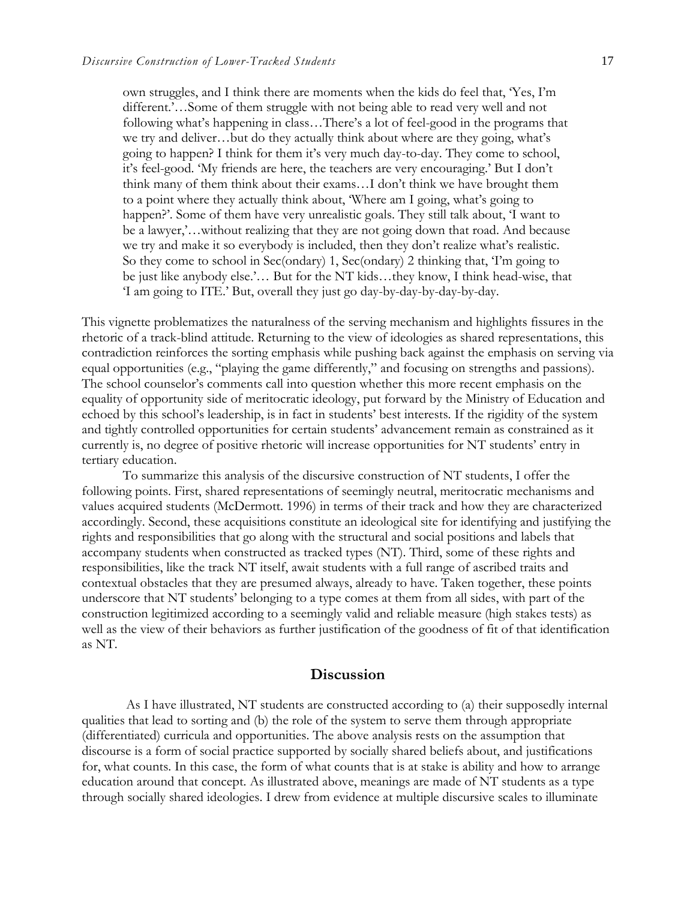> own struggles, and I think there are moments when the kids do feel that, 'Yes, I'm different.'…Some of them struggle with not being able to read very well and not following what's happening in class…There's a lot of feel-good in the programs that we try and deliver…but do they actually think about where are they going, what's going to happen? I think for them it's very much day-to-day. They come to school, it's feel-good. 'My friends are here, the teachers are very encouraging.' But I don't think many of them think about their exams…I don't think we have brought them to a point where they actually think about, 'Where am I going, what's going to happen?'. Some of them have very unrealistic goals. They still talk about, 'I want to be a lawyer,'…without realizing that they are not going down that road. And because we try and make it so everybody is included, then they don't realize what's realistic. So they come to school in Sec(ondary) 1, Sec(ondary) 2 thinking that, 'I'm going to be just like anybody else.'… But for the NT kids…they know, I think head-wise, that 'I am going to ITE.' But, overall they just go day-by-day-by-day-by-day.

This vignette problematizes the naturalness of the serving mechanism and highlights fissures in the rhetoric of a track-blind attitude. Returning to the view of ideologies as shared representations, this contradiction reinforces the sorting emphasis while pushing back against the emphasis on serving via equal opportunities (e.g., "playing the game differently," and focusing on strengths and passions). The school counselor's comments call into question whether this more recent emphasis on the equality of opportunity side of meritocratic ideology, put forward by the Ministry of Education and echoed by this school's leadership, is in fact in students' best interests. If the rigidity of the system and tightly controlled opportunities for certain students' advancement remain as constrained as it currently is, no degree of positive rhetoric will increase opportunities for NT students' entry in tertiary education.

To summarize this analysis of the discursive construction of NT students, I offer the following points. First, shared representations of seemingly neutral, meritocratic mechanisms and values acquired students (McDermott. 1996) in terms of their track and how they are characterized accordingly. Second, these acquisitions constitute an ideological site for identifying and justifying the rights and responsibilities that go along with the structural and social positions and labels that accompany students when constructed as tracked types (NT). Third, some of these rights and responsibilities, like the track NT itself, await students with a full range of ascribed traits and contextual obstacles that they are presumed always, already to have. Taken together, these points underscore that NT students' belonging to a type comes at them from all sides, with part of the construction legitimized according to a seemingly valid and reliable measure (high stakes tests) as well as the view of their behaviors as further justification of the goodness of fit of that identification as NT.

## Discussion

As I have illustrated, NT students are constructed according to (a) their supposedly internal qualities that lead to sorting and (b) the role of the system to serve them through appropriate (differentiated) curricula and opportunities. The above analysis rests on the assumption that discourse is a form of social practice supported by socially shared beliefs about, and justifications for, what counts. In this case, the form of what counts that is at stake is ability and how to arrange education around that concept. As illustrated above, meanings are made of NT students as a type through socially shared ideologies. I drew from evidence at multiple discursive scales to illuminate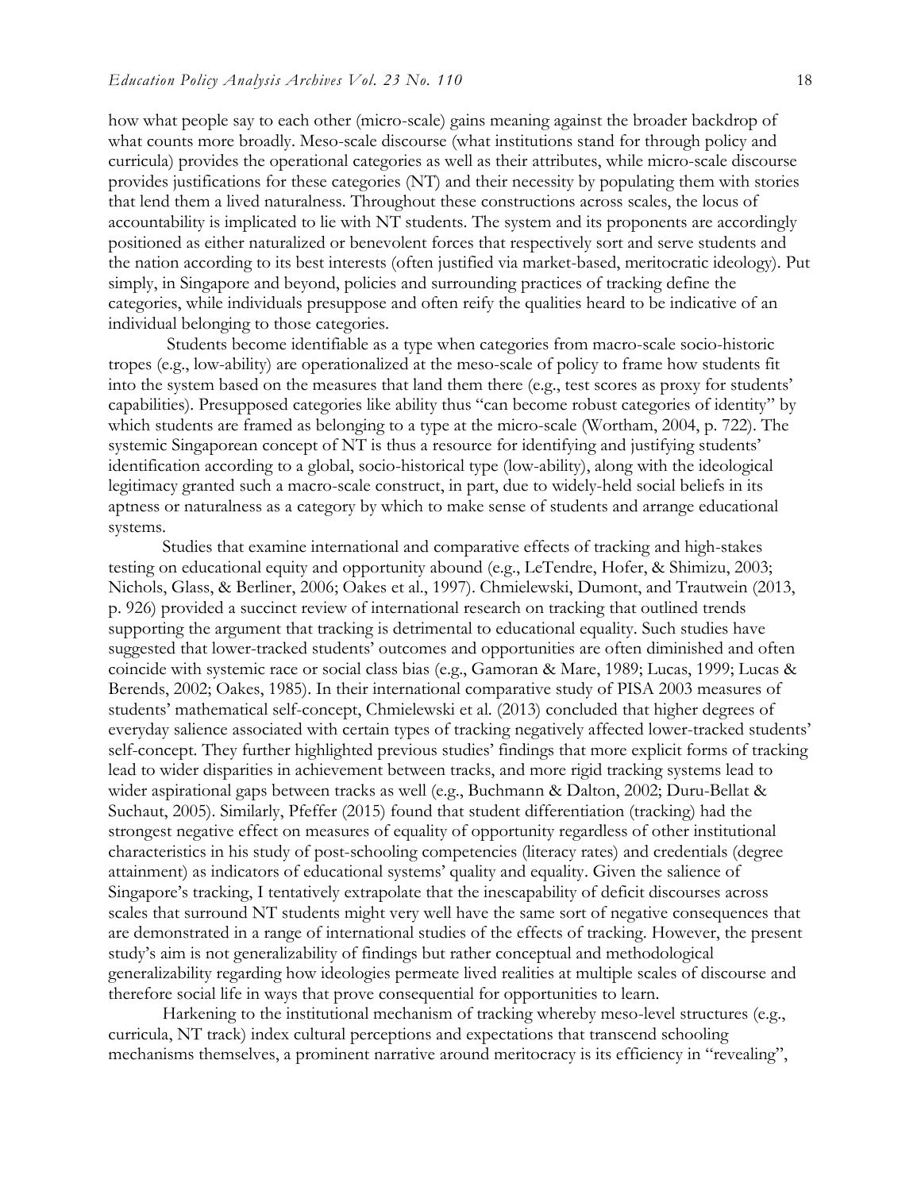how what people say to each other (micro-scale) gains meaning against the broader backdrop of what counts more broadly. Meso-scale discourse (what institutions stand for through policy and curricula) provides the operational categories as well as their attributes, while micro-scale discourse provides justifications for these categories (NT) and their necessity by populating them with stories that lend them a lived naturalness. Throughout these constructions across scales, the locus of accountability is implicated to lie with NT students. The system and its proponents are accordingly positioned as either naturalized or benevolent forces that respectively sort and serve students and the nation according to its best interests (often justified via market-based, meritocratic ideology). Put simply, in Singapore and beyond, policies and surrounding practices of tracking define the categories, while individuals presuppose and often reify the qualities heard to be indicative of an individual belonging to those categories.

Students become identifiable as a type when categories from macro-scale socio-historic tropes (e.g., low-ability) are operationalized at the meso-scale of policy to frame how students fit into the system based on the measures that land them there (e.g., test scores as proxy for students' capabilities). Presupposed categories like ability thus "can become robust categories of identity" by which students are framed as belonging to a type at the micro-scale (Wortham, 2004, p. 722). The systemic Singaporean concept of NT is thus a resource for identifying and justifying students' identification according to a global, socio-historical type (low-ability), along with the ideological legitimacy granted such a macro-scale construct, in part, due to widely-held social beliefs in its aptness or naturalness as a category by which to make sense of students and arrange educational systems.

Studies that examine international and comparative effects of tracking and high-stakes testing on educational equity and opportunity abound (e.g., LeTendre, Hofer, & Shimizu, 2003; Nichols, Glass, & Berliner, 2006; Oakes et al., 1997). Chmielewski, Dumont, and Trautwein (2013, p. 926) provided a succinct review of international research on tracking that outlined trends supporting the argument that tracking is detrimental to educational equality. Such studies have suggested that lower-tracked students' outcomes and opportunities are often diminished and often coincide with systemic race or social class bias (e.g., Gamoran & Mare, 1989; Lucas, 1999; Lucas & Berends, 2002; Oakes, 1985). In their international comparative study of PISA 2003 measures of students' mathematical self-concept, Chmielewski et al. (2013) concluded that higher degrees of everyday salience associated with certain types of tracking negatively affected lower-tracked students' self-concept. They further highlighted previous studies' findings that more explicit forms of tracking lead to wider disparities in achievement between tracks, and more rigid tracking systems lead to wider aspirational gaps between tracks as well (e.g., Buchmann & Dalton, 2002; Duru-Bellat & Suchaut, 2005). Similarly, Pfeffer (2015) found that student differentiation (tracking) had the strongest negative effect on measures of equality of opportunity regardless of other institutional characteristics in his study of post-schooling competencies (literacy rates) and credentials (degree attainment) as indicators of educational systems' quality and equality. Given the salience of Singapore's tracking, I tentatively extrapolate that the inescapability of deficit discourses across scales that surround NT students might very well have the same sort of negative consequences that are demonstrated in a range of international studies of the effects of tracking. However, the present study's aim is not generalizability of findings but rather conceptual and methodological generalizability regarding how ideologies permeate lived realities at multiple scales of discourse and therefore social life in ways that prove consequential for opportunities to learn.

Harkening to the institutional mechanism of tracking whereby meso-level structures (e.g., curricula, NT track) index cultural perceptions and expectations that transcend schooling mechanisms themselves, a prominent narrative around meritocracy is its efficiency in "revealing",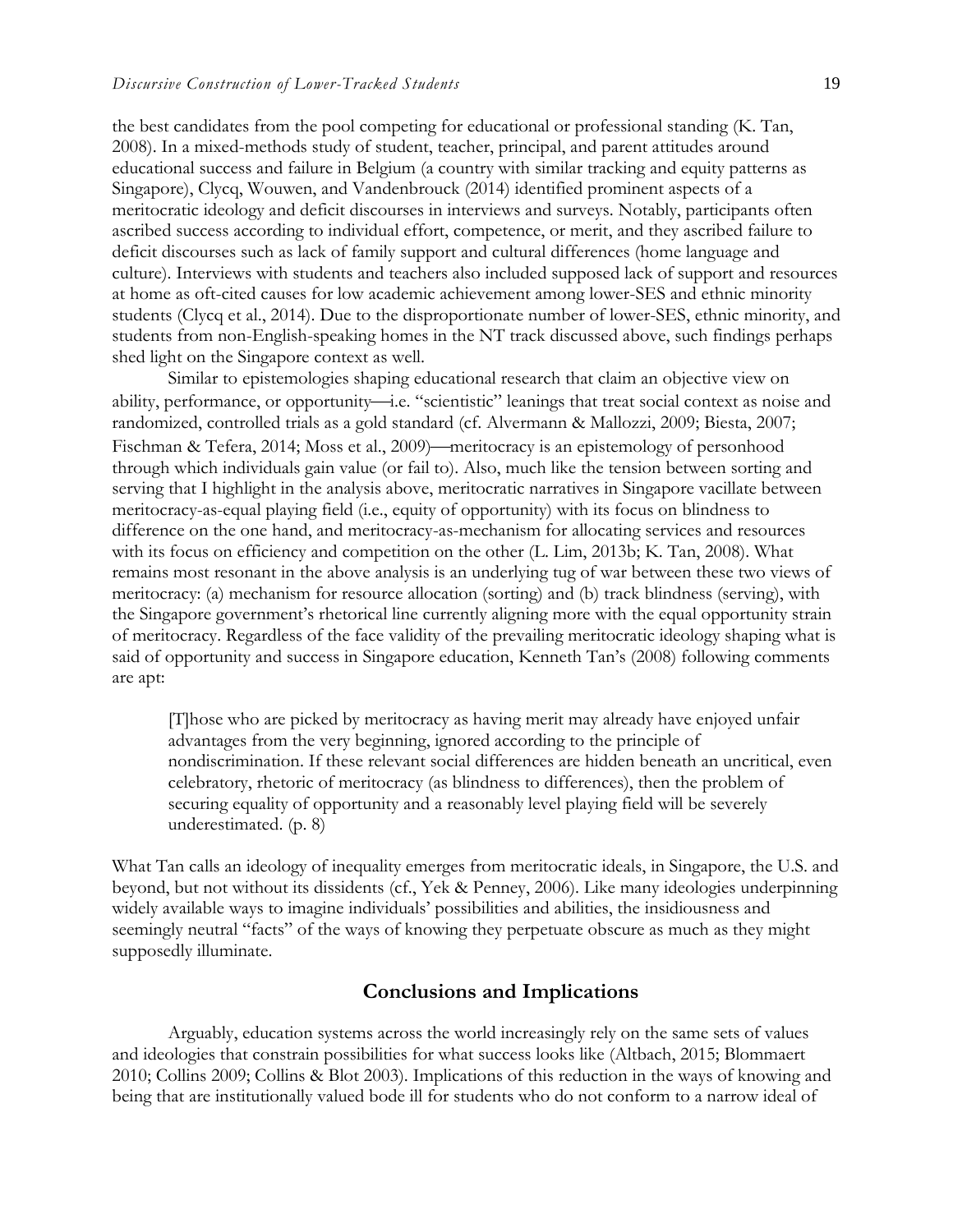the best candidates from the pool competing for educational or professional standing (K. Tan, 2008). In a mixed-methods study of student, teacher, principal, and parent attitudes around educational success and failure in Belgium (a country with similar tracking and equity patterns as Singapore), Clycq, Wouwen, and Vandenbrouck (2014) identified prominent aspects of a meritocratic ideology and deficit discourses in interviews and surveys. Notably, participants often ascribed success according to individual effort, competence, or merit, and they ascribed failure to deficit discourses such as lack of family support and cultural differences (home language and culture). Interviews with students and teachers also included supposed lack of support and resources at home as oft-cited causes for low academic achievement among lower-SES and ethnic minority students (Clycq et al., 2014). Due to the disproportionate number of lower-SES, ethnic minority, and students from non-English-speaking homes in the NT track discussed above, such findings perhaps shed light on the Singapore context as well.

Similar to epistemologies shaping educational research that claim an objective view on ability, performance, or opportunity—i.e. "scientistic" leanings that treat social context as noise and randomized, controlled trials as a gold standard (cf. Alvermann & Mallozzi, 2009; Biesta, 2007; Fischman & Tefera, 2014; Moss et al., 2009)—meritocracy is an epistemology of personhood through which individuals gain value (or fail to). Also, much like the tension between sorting and serving that I highlight in the analysis above, meritocratic narratives in Singapore vacillate between meritocracy-as-equal playing field (i.e., equity of opportunity) with its focus on blindness to difference on the one hand, and meritocracy-as-mechanism for allocating services and resources with its focus on efficiency and competition on the other (L. Lim, 2013b; K. Tan, 2008). What remains most resonant in the above analysis is an underlying tug of war between these two views of meritocracy: (a) mechanism for resource allocation (sorting) and (b) track blindness (serving), with the Singapore government's rhetorical line currently aligning more with the equal opportunity strain of meritocracy. Regardless of the face validity of the prevailing meritocratic ideology shaping what is said of opportunity and success in Singapore education, Kenneth Tan's (2008) following comments are apt:

> [T]hose who are picked by meritocracy as having merit may already have enjoyed unfair advantages from the very beginning, ignored according to the principle of nondiscrimination. If these relevant social differences are hidden beneath an uncritical, even celebratory, rhetoric of meritocracy (as blindness to differences), then the problem of securing equality of opportunity and a reasonably level playing field will be severely underestimated. (p. 8)

What Tan calls an ideology of inequality emerges from meritocratic ideals, in Singapore, the U.S. and beyond, but not without its dissidents (cf., Yek & Penney, 2006). Like many ideologies underpinning widely available ways to imagine individuals' possibilities and abilities, the insidiousness and seemingly neutral "facts" of the ways of knowing they perpetuate obscure as much as they might supposedly illuminate.

## Conclusions and Implications

Arguably, education systems across the world increasingly rely on the same sets of values and ideologies that constrain possibilities for what success looks like (Altbach, 2015; Blommaert 2010; Collins 2009; Collins & Blot 2003). Implications of this reduction in the ways of knowing and being that are institutionally valued bode ill for students who do not conform to a narrow ideal of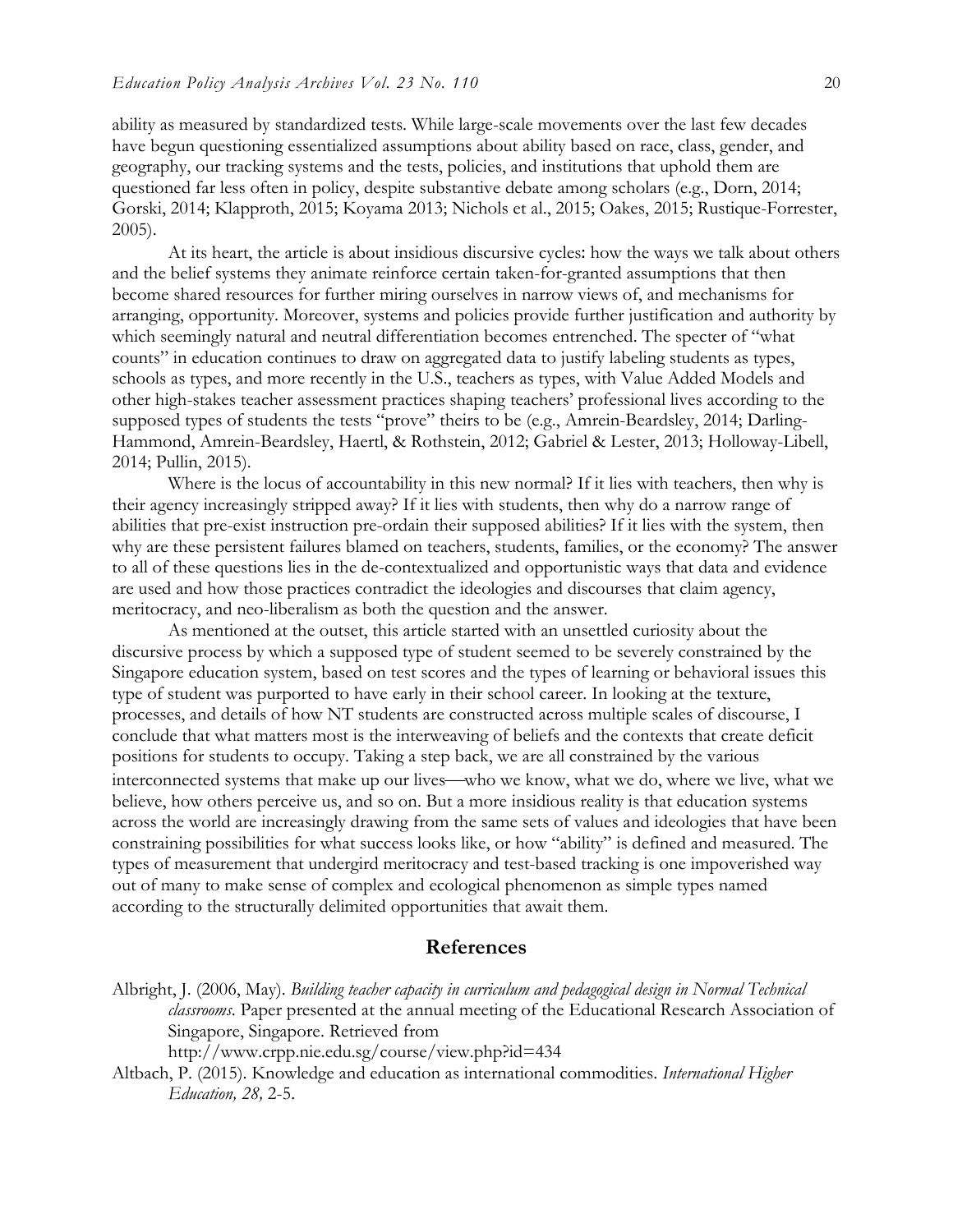ability as measured by standardized tests. While large-scale movements over the last few decades have begun questioning essentialized assumptions about ability based on race, class, gender, and geography, our tracking systems and the tests, policies, and institutions that uphold them are questioned far less often in policy, despite substantive debate among scholars (e.g., Dorn, 2014; Gorski, 2014; Klapproth, 2015; Koyama 2013; Nichols et al., 2015; Oakes, 2015; Rustique-Forrester, 2005).

At its heart, the article is about insidious discursive cycles: how the ways we talk about others and the belief systems they animate reinforce certain taken-for-granted assumptions that then become shared resources for further miring ourselves in narrow views of, and mechanisms for arranging, opportunity. Moreover, systems and policies provide further justification and authority by which seemingly natural and neutral differentiation becomes entrenched. The specter of "what counts" in education continues to draw on aggregated data to justify labeling students as types, schools as types, and more recently in the U.S., teachers as types, with Value Added Models and other high-stakes teacher assessment practices shaping teachers' professional lives according to the supposed types of students the tests "prove" theirs to be (e.g., Amrein-Beardsley, 2014; Darling-Hammond, Amrein-Beardsley, Haertl, & Rothstein, 2012; Gabriel & Lester, 2013; Holloway-Libell, 2014; Pullin, 2015).

Where is the locus of accountability in this new normal? If it lies with teachers, then why is their agency increasingly stripped away? If it lies with students, then why do a narrow range of abilities that pre-exist instruction pre-ordain their supposed abilities? If it lies with the system, then why are these persistent failures blamed on teachers, students, families, or the economy? The answer to all of these questions lies in the de-contextualized and opportunistic ways that data and evidence are used and how those practices contradict the ideologies and discourses that claim agency, meritocracy, and neo-liberalism as both the question and the answer.

As mentioned at the outset, this article started with an unsettled curiosity about the discursive process by which a supposed type of student seemed to be severely constrained by the Singapore education system, based on test scores and the types of learning or behavioral issues this type of student was purported to have early in their school career. In looking at the texture, processes, and details of how NT students are constructed across multiple scales of discourse, I conclude that what matters most is the interweaving of beliefs and the contexts that create deficit positions for students to occupy. Taking a step back, we are all constrained by the various interconnected systems that make up our lives—who we know, what we do, where we live, what we believe, how others perceive us, and so on. But a more insidious reality is that education systems across the world are increasingly drawing from the same sets of values and ideologies that have been constraining possibilities for what success looks like, or how "ability" is defined and measured. The types of measurement that undergird meritocracy and test-based tracking is one impoverished way out of many to make sense of complex and ecological phenomenon as simple types named according to the structurally delimited opportunities that await them.

## References

Albright, J. (2006, May). *Building teacher capacity in curriculum and pedagogical design in Normal Technical classrooms*. Paper presented at the annual meeting of the Educational Research Association of Singapore, Singapore. Retrieved from http://www.crpp.nie.edu.sg/course/view.php?id=434

Altbach, P. (2015). Knowledge and education as international commodities. *International Higher Education, 28,* 2-5.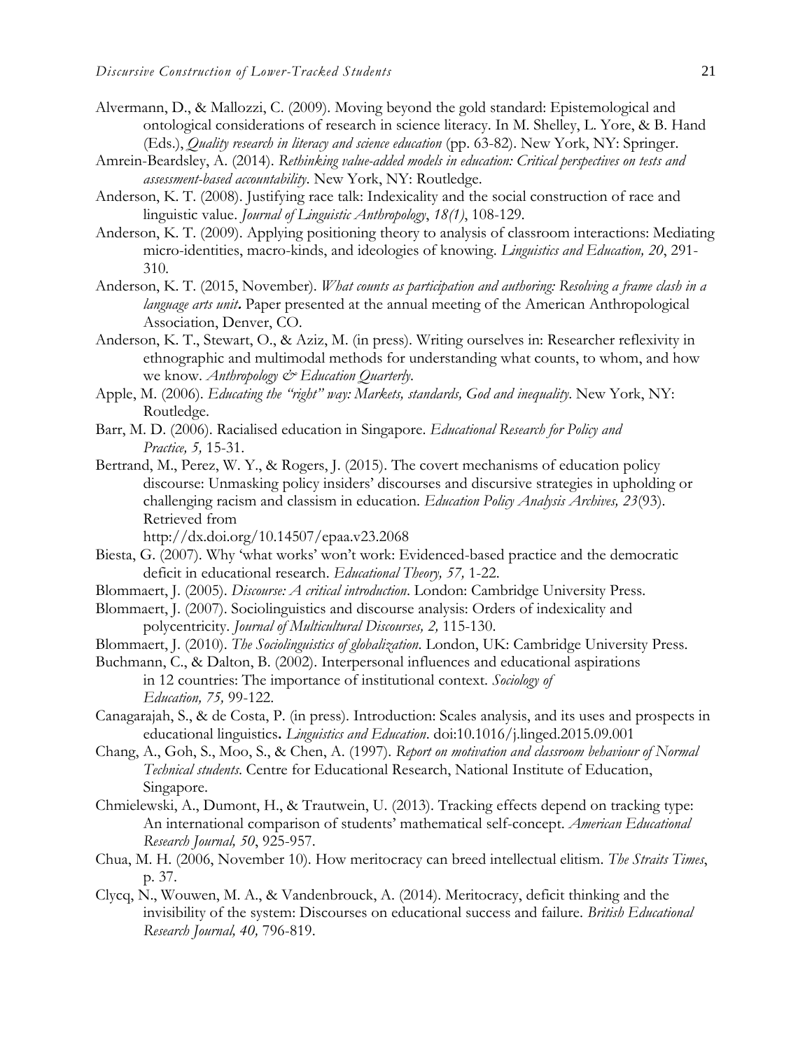Alvermann, D., & Mallozzi, C. (2009). Moving beyond the gold standard: Epistemological and ontological considerations of research in science literacy. In M. Shelley, L. Yore, & B. Hand (Eds.), *Quality research in literacy and science education* (pp. 63-82). New York, NY: Springer.

Amrein-Beardsley, A. (2014). *Rethinking value-added models in education: Critical perspectives on tests and assessment-based accountability*. New York, NY: Routledge.

Anderson, K. T. (2008). Justifying race talk: Indexicality and the social construction of race and linguistic value. *Journal of Linguistic Anthropology*, *18(1)*, 108-129.

Anderson, K. T. (2009). Applying positioning theory to analysis of classroom interactions: Mediating micro-identities, macro-kinds, and ideologies of knowing. *Linguistics and Education, 20*, 291-310.

Anderson, K. T. (2015, November). *What counts as participation and authoring: Resolving a frame clash in a language arts unit***.** Paper presented at the annual meeting of the American Anthropological Association, Denver, CO.

Anderson, K. T., Stewart, O., & Aziz, M. (in press). Writing ourselves in: Researcher reflexivity in ethnographic and multimodal methods for understanding what counts, to whom, and how we know. *Anthropology & Education Quarterly*.

Apple, M. (2006). *Educating the "right" way: Markets, standards, God and inequality*. New York, NY: Routledge.

Barr, M. D. (2006). Racialised education in Singapore. *Educational Research for Policy and Practice, 5,* 15-31.

Bertrand, M., Perez, W. Y., & Rogers, J. (2015). The covert mechanisms of education policy discourse: Unmasking policy insiders' discourses and discursive strategies in upholding or challenging racism and classism in education. *Education Policy Analysis Archives, 23*(93). Retrieved from http://dx.doi.org/10.14507/epaa.v23.2068

Biesta, G. (2007). Why 'what works' won't work: Evidenced-based practice and the democratic deficit in educational research. *Educational Theory, 57,* 1-22.

Blommaert, J. (2005). *Discourse: A critical introduction*. London: Cambridge University Press.

Blommaert, J. (2007). Sociolinguistics and discourse analysis: Orders of indexicality and polycentricity. *Journal of Multicultural Discourses, 2,* 115-130.

Blommaert, J. (2010). *The Sociolinguistics of globalization*. London, UK: Cambridge University Press.

Buchmann, C., & Dalton, B. (2002). Interpersonal influences and educational aspirations in 12 countries: The importance of institutional context. *Sociology of Education, 75,* 99-122.

Canagarajah, S., & de Costa, P. (in press). Introduction: Scales analysis, and its uses and prospects in educational linguistics**.** *Linguistics and Education*. doi:10.1016/j.linged.2015.09.001

Chang, A., Goh, S., Moo, S., & Chen, A. (1997). *Report on motivation and classroom behaviour of Normal Technical students.* Centre for Educational Research, National Institute of Education, Singapore.

Chmielewski, A., Dumont, H., & Trautwein, U. (2013). Tracking effects depend on tracking type: An international comparison of students' mathematical self-concept. *American Educational Research Journal, 50*, 925-957.

Chua, M. H. (2006, November 10). How meritocracy can breed intellectual elitism. *The Straits Times*, p. 37.

Clycq, N., Wouwen, M. A., & Vandenbrouck, A. (2014). Meritocracy, deficit thinking and the invisibility of the system: Discourses on educational success and failure. *British Educational Research Journal, 40,* 796-819.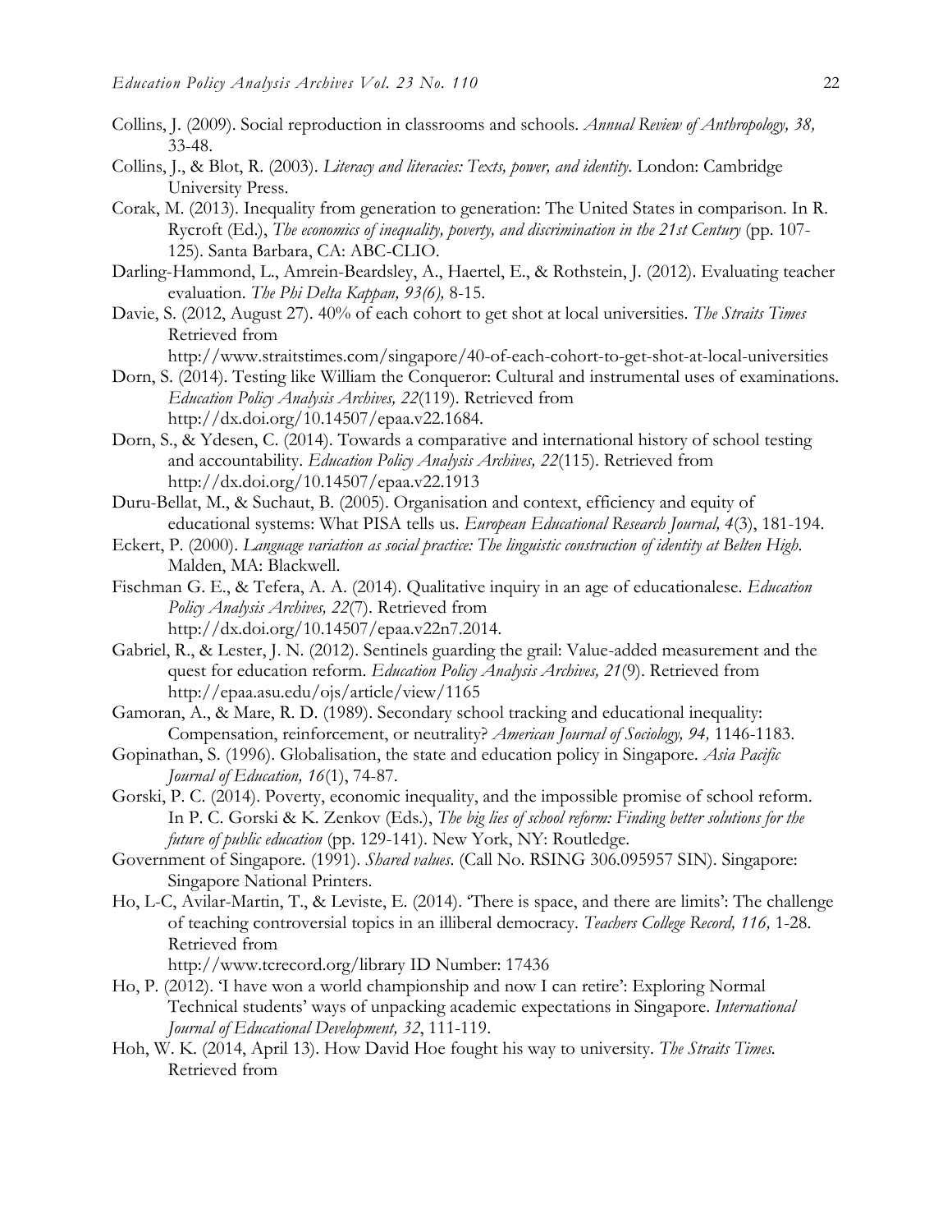Collins, J. (2009). Social reproduction in classrooms and schools. *Annual Review of Anthropology, 38,* 33-48.

Collins, J., & Blot, R. (2003). *Literacy and literacies: Texts, power, and identity*. London: Cambridge University Press.

Corak, M. (2013). Inequality from generation to generation: The United States in comparison. In R. Rycroft (Ed.), *The economics of inequality, poverty, and discrimination in the 21st Century* (pp. 107-125). Santa Barbara, CA: ABC-CLIO.

Darling-Hammond, L., Amrein-Beardsley, A., Haertel, E., & Rothstein, J. (2012). Evaluating teacher evaluation. *The Phi Delta Kappan, 93(6),* 8-15.

Davie, S. (2012, August 27). 40% of each cohort to get shot at local universities. *The Straits Times* Retrieved from http://www.straitstimes.com/singapore/40-of-each-cohort-to-get-shot-at-local-universities

Dorn, S. (2014). Testing like William the Conqueror: Cultural and instrumental uses of examinations. *Education Policy Analysis Archives, 22*(119). Retrieved from http://dx.doi.org/10.14507/epaa.v22.1684.

Dorn, S., & Ydesen, C. (2014). Towards a comparative and international history of school testing and accountability. *Education Policy Analysis Archives, 22*(115). Retrieved from http://dx.doi.org/10.14507/epaa.v22.1913

Duru-Bellat, M., & Suchaut, B. (2005). Organisation and context, efficiency and equity of educational systems: What PISA tells us. *European Educational Research Journal, 4*(3), 181-194.

Eckert, P. (2000). *Language variation as social practice: The linguistic construction of identity at Belten High*. Malden, MA: Blackwell.

Fischman G. E., & Tefera, A. A. (2014). Qualitative inquiry in an age of educationalese. *Education Policy Analysis Archives, 22*(7). Retrieved from http://dx.doi.org/10.14507/epaa.v22n7.2014.

Gabriel, R., & Lester, J. N. (2012). Sentinels guarding the grail: Value-added measurement and the quest for education reform. *Education Policy Analysis Archives, 21*(9). Retrieved from http://epaa.asu.edu/ojs/article/view/1165

Gamoran, A., & Mare, R. D. (1989). Secondary school tracking and educational inequality: Compensation, reinforcement, or neutrality? *American Journal of Sociology, 94,* 1146-1183.

Gopinathan, S. (1996). Globalisation, the state and education policy in Singapore. *Asia Pacific Journal of Education, 16*(1), 74-87.

Gorski, P. C. (2014). Poverty, economic inequality, and the impossible promise of school reform. In P. C. Gorski & K. Zenkov (Eds.), *The big lies of school reform: Finding better solutions for the future of public education* (pp. 129-141). New York, NY: Routledge.

Government of Singapore. (1991). *Shared values*. (Call No. RSING 306.095957 SIN). Singapore: Singapore National Printers.

Ho, L-C, Avilar-Martin, T., & Leviste, E. (2014). 'There is space, and there are limits': The challenge of teaching controversial topics in an illiberal democracy. *Teachers College Record, 116,* 1-28. Retrieved from http://www.tcrecord.org/library ID Number: 17436

Ho, P. (2012). 'I have won a world championship and now I can retire': Exploring Normal Technical students' ways of unpacking academic expectations in Singapore. *International Journal of Educational Development, 32*, 111-119.

Hoh, W. K. (2014, April 13). How David Hoe fought his way to university. *The Straits Times.* Retrieved from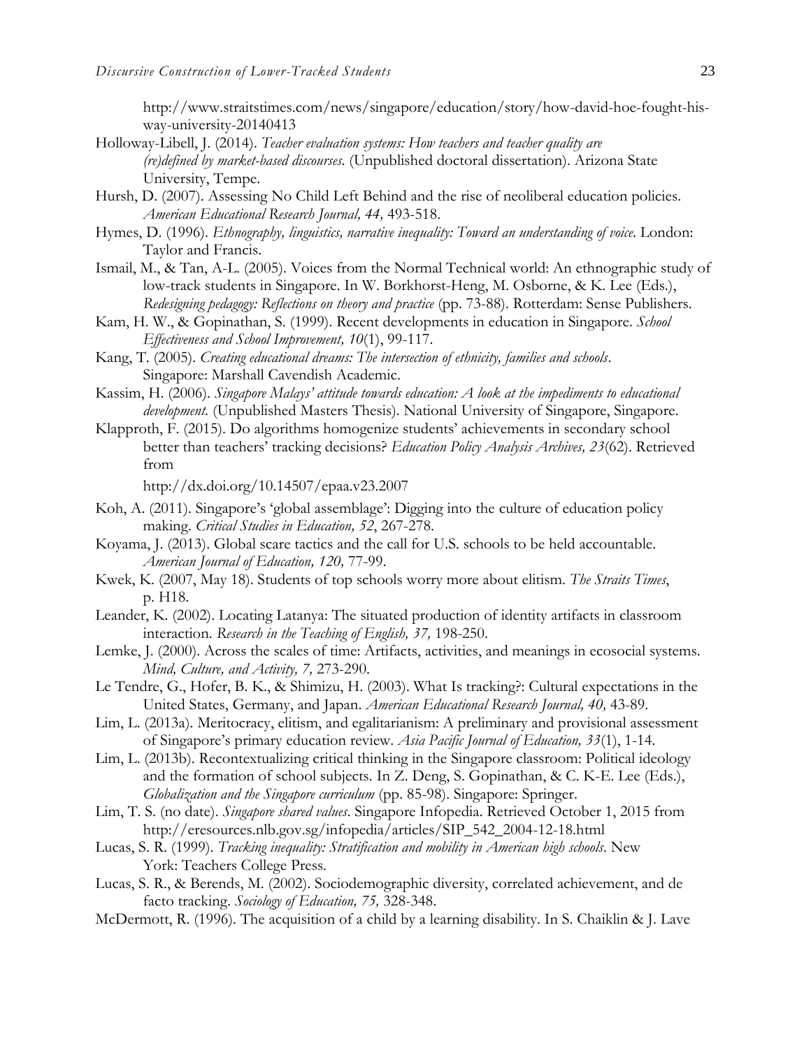http://www.straitstimes.com/news/singapore/education/story/how-david-hoe-fought-his-way-university-20140413

Holloway-Libell, J. (2014). *Teacher evaluation systems: How teachers and teacher quality are (re)defined by market-based discourses.* (Unpublished doctoral dissertation). Arizona State University, Tempe.

Hursh, D. (2007). Assessing No Child Left Behind and the rise of neoliberal education policies. *American Educational Research Journal, 44,* 493-518.

Hymes, D. (1996). *Ethnography, linguistics, narrative inequality: Toward an understanding of voice*. London: Taylor and Francis.

Ismail, M., & Tan, A-L. (2005). Voices from the Normal Technical world: An ethnographic study of low-track students in Singapore. In W. Borkhorst-Heng, M. Osborne, & K. Lee (Eds.), *Redesigning pedagogy: Reflections on theory and practice* (pp. 73-88). Rotterdam: Sense Publishers.

Kam, H. W., & Gopinathan, S. (1999). Recent developments in education in Singapore. *School Effectiveness and School Improvement, 10*(1), 99-117.

Kang, T. (2005). *Creating educational dreams: The intersection of ethnicity, families and schools*. Singapore: Marshall Cavendish Academic.

Kassim, H. (2006). *Singapore Malays' attitude towards education: A look at the impediments to educational development.* (Unpublished Masters Thesis). National University of Singapore, Singapore.

Klapproth, F. (2015). Do algorithms homogenize students' achievements in secondary school better than teachers' tracking decisions? *Education Policy Analysis Archives, 23*(62). Retrieved from

http://dx.doi.org/10.14507/epaa.v23.2007

Koh, A. (2011). Singapore's 'global assemblage': Digging into the culture of education policy making. *Critical Studies in Education, 52*, 267-278.

Koyama, J. (2013). Global scare tactics and the call for U.S. schools to be held accountable. *American Journal of Education, 120,* 77-99.

Kwek, K. (2007, May 18). Students of top schools worry more about elitism. *The Straits Times*, p. H18.

Leander, K. (2002). Locating Latanya: The situated production of identity artifacts in classroom interaction. *Research in the Teaching of English, 37,* 198-250.

Lemke, J. (2000). Across the scales of time: Artifacts, activities, and meanings in ecosocial systems. *Mind, Culture, and Activity, 7,* 273-290.

Le Tendre, G., Hofer, B. K., & Shimizu, H. (2003). What Is tracking?: Cultural expectations in the United States, Germany, and Japan. *American Educational Research Journal, 40,* 43-89.

Lim, L. (2013a). Meritocracy, elitism, and egalitarianism: A preliminary and provisional assessment of Singapore's primary education review. *Asia Pacific Journal of Education, 33*(1), 1-14.

Lim, L. (2013b). Recontextualizing critical thinking in the Singapore classroom: Political ideology and the formation of school subjects. In Z. Deng, S. Gopinathan, & C. K-E. Lee (Eds.), *Globalization and the Singapore curriculum* (pp. 85-98). Singapore: Springer.

Lim, T. S. (no date). *Singapore shared values*. Singapore Infopedia. Retrieved October 1, 2015 from http://eresources.nlb.gov.sg/infopedia/articles/SIP_542_2004-12-18.html

Lucas, S. R. (1999). *Tracking inequality: Stratification and mobility in American high schools*. New York: Teachers College Press.

Lucas, S. R., & Berends, M. (2002). Sociodemographic diversity, correlated achievement, and de facto tracking. *Sociology of Education, 75,* 328-348.

McDermott, R. (1996). The acquisition of a child by a learning disability. In S. Chaiklin & J. Lave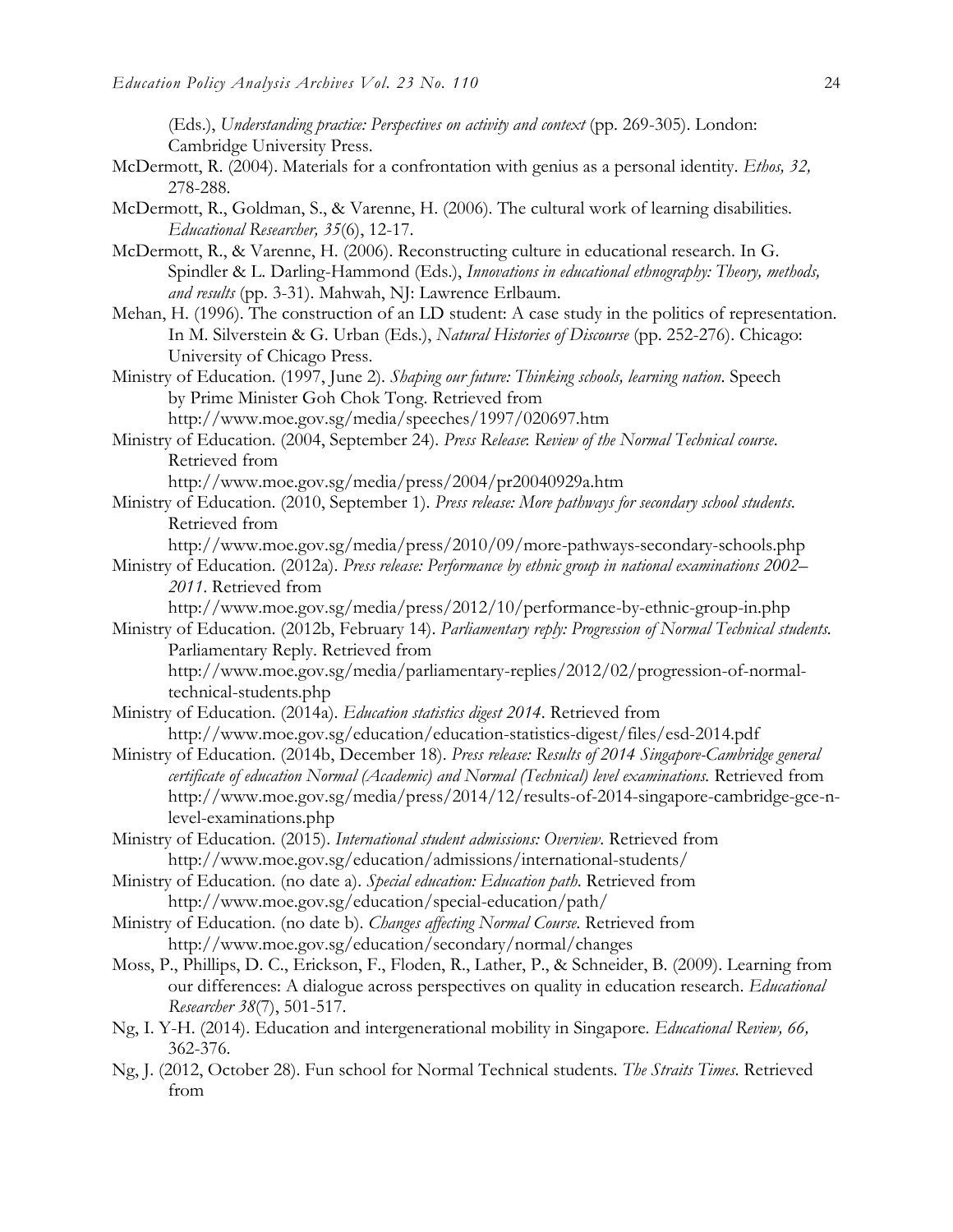(Eds.), *Understanding practice: Perspectives on activity and context* (pp. 269-305). London: Cambridge University Press.

McDermott, R. (2004). Materials for a confrontation with genius as a personal identity. *Ethos, 32,* 278-288.

McDermott, R., Goldman, S., & Varenne, H. (2006). The cultural work of learning disabilities. *Educational Researcher, 35*(6), 12-17.

McDermott, R., & Varenne, H. (2006). Reconstructing culture in educational research. In G. Spindler & L. Darling-Hammond (Eds.), *Innovations in educational ethnography: Theory, methods, and results* (pp. 3-31). Mahwah, NJ: Lawrence Erlbaum.

Mehan, H. (1996). The construction of an LD student: A case study in the politics of representation. In M. Silverstein & G. Urban (Eds.), *Natural Histories of Discourse* (pp. 252-276). Chicago: University of Chicago Press.

Ministry of Education. (1997, June 2). *Shaping our future: Thinking schools, learning nation*. Speech by Prime Minister Goh Chok Tong. Retrieved from http://www.moe.gov.sg/media/speeches/1997/020697.htm

Ministry of Education. (2004, September 24). *Press Release*: *Review of the Normal Technical course*. Retrieved from http://www.moe.gov.sg/media/press/2004/pr20040929a.htm

Ministry of Education. (2010, September 1). *Press release: More pathways for secondary school students*. Retrieved from http://www.moe.gov.sg/media/press/2010/09/more-pathways-secondary-schools.php

Ministry of Education. (2012a). *Press release: Performance by ethnic group in national examinations 2002–2011*. Retrieved from http://www.moe.gov.sg/media/press/2012/10/performance-by-ethnic-group-in.php

Ministry of Education. (2012b, February 14). *Parliamentary reply: Progression of Normal Technical students*. Parliamentary Reply. Retrieved from http://www.moe.gov.sg/media/parliamentary-replies/2012/02/progression-of-normal-technical-students.php

Ministry of Education. (2014a). *Education statistics digest 2014*. Retrieved from http://www.moe.gov.sg/education/education-statistics-digest/files/esd-2014.pdf

Ministry of Education. (2014b, December 18). *Press release: Results of 2014 Singapore-Cambridge general certificate of education Normal (Academic) and Normal (Technical) level examinations.* Retrieved from http://www.moe.gov.sg/media/press/2014/12/results-of-2014-singapore-cambridge-gce-n-level-examinations.php

Ministry of Education. (2015). *International student admissions: Overview*. Retrieved from http://www.moe.gov.sg/education/admissions/international-students/

Ministry of Education. (no date a). *Special education: Education path*. Retrieved from http://www.moe.gov.sg/education/special-education/path/

Ministry of Education. (no date b). *Changes affecting Normal Course*. Retrieved from http://www.moe.gov.sg/education/secondary/normal/changes

Moss, P., Phillips, D. C., Erickson, F., Floden, R., Lather, P., & Schneider, B. (2009). Learning from our differences: A dialogue across perspectives on quality in education research. *Educational Researcher 38*(7), 501-517.

Ng, I. Y-H. (2014). Education and intergenerational mobility in Singapore. *Educational Review, 66,* 362-376.

Ng, J. (2012, October 28). Fun school for Normal Technical students. *The Straits Times*. Retrieved from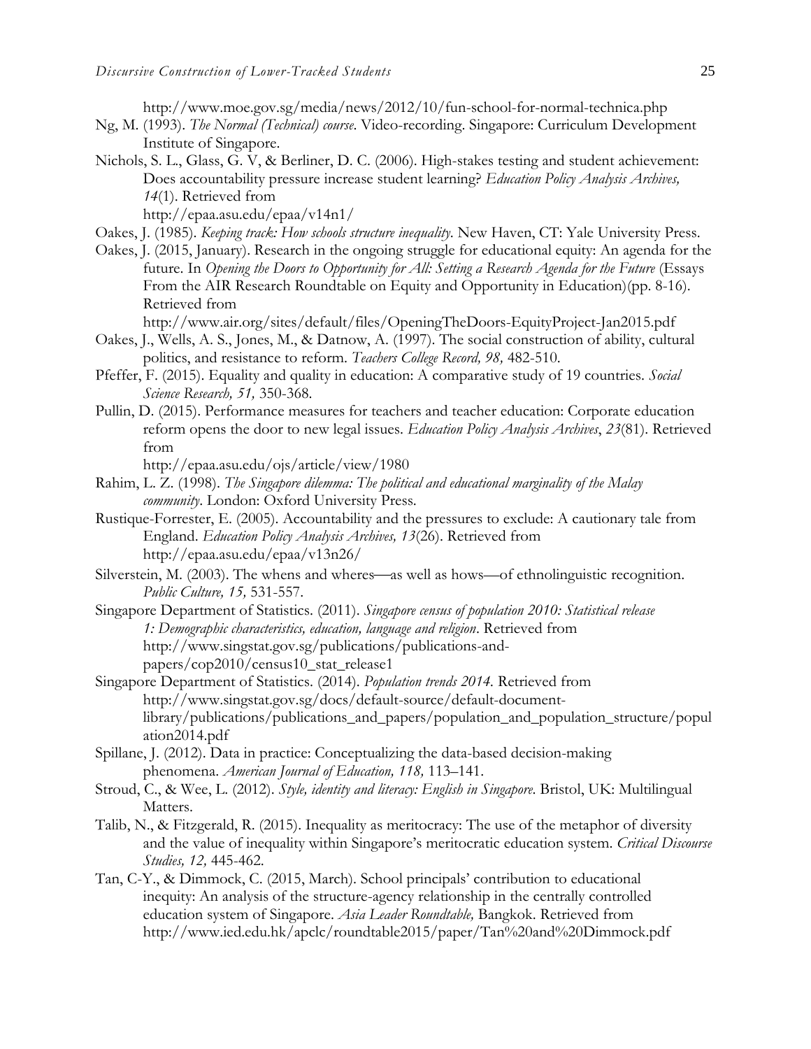http://www.moe.gov.sg/media/news/2012/10/fun-school-for-normal-technica.php

Ng, M. (1993). *The Normal (Technical) course*. Video-recording. Singapore: Curriculum Development Institute of Singapore.

Nichols, S. L., Glass, G. V, & Berliner, D. C. (2006). High-stakes testing and student achievement: Does accountability pressure increase student learning? *Education Policy Analysis Archives, 14*(1). Retrieved from http://epaa.asu.edu/epaa/v14n1/

Oakes, J. (1985). *Keeping track: How schools structure inequality*. New Haven, CT: Yale University Press.

Oakes, J. (2015, January). Research in the ongoing struggle for educational equity: An agenda for the future. In *Opening the Doors to Opportunity for All: Setting a Research Agenda for the Future* (Essays From the AIR Research Roundtable on Equity and Opportunity in Education)(pp. 8-16). Retrieved from http://www.air.org/sites/default/files/OpeningTheDoors-EquityProject-Jan2015.pdf

Oakes, J., Wells, A. S., Jones, M., & Datnow, A. (1997). The social construction of ability, cultural politics, and resistance to reform. *Teachers College Record, 98,* 482-510.

Pfeffer, F. (2015). Equality and quality in education: A comparative study of 19 countries. *Social Science Research, 51,* 350-368.

Pullin, D. (2015). Performance measures for teachers and teacher education: Corporate education reform opens the door to new legal issues. *Education Policy Analysis Archives*, *23*(81). Retrieved from http://epaa.asu.edu/ojs/article/view/1980

Rahim, L. Z. (1998). *The Singapore dilemma: The political and educational marginality of the Malay community*. London: Oxford University Press.

Rustique-Forrester, E. (2005). Accountability and the pressures to exclude: A cautionary tale from England. *Education Policy Analysis Archives, 13*(26). Retrieved from http://epaa.asu.edu/epaa/v13n26/

Silverstein, M. (2003). The whens and wheres—as well as hows—of ethnolinguistic recognition. *Public Culture, 15,* 531-557.

Singapore Department of Statistics. (2011). *Singapore census of population 2010: Statistical release 1: Demographic characteristics, education, language and religion*. Retrieved from http://www.singstat.gov.sg/publications/publications-and-papers/cop2010/census10_stat_release1

Singapore Department of Statistics. (2014). *Population trends 2014.* Retrieved from http://www.singstat.gov.sg/docs/default-source/default-document-library/publications/publications_and_papers/population_and_population_structure/population2014.pdf

Spillane, J. (2012). Data in practice: Conceptualizing the data-based decision-making phenomena. *American Journal of Education, 118,* 113–141.

Stroud, C., & Wee, L. (2012). *Style, identity and literacy: English in Singapore*. Bristol, UK: Multilingual Matters.

Talib, N., & Fitzgerald, R. (2015). Inequality as meritocracy: The use of the metaphor of diversity and the value of inequality within Singapore's meritocratic education system. *Critical Discourse Studies, 12,* 445-462.

Tan, C-Y., & Dimmock, C. (2015, March). School principals' contribution to educational inequity: An analysis of the structure-agency relationship in the centrally controlled education system of Singapore. *Asia Leader Roundtable,* Bangkok. Retrieved from http://www.ied.edu.hk/apclc/roundtable2015/paper/Tan%20and%20Dimmock.pdf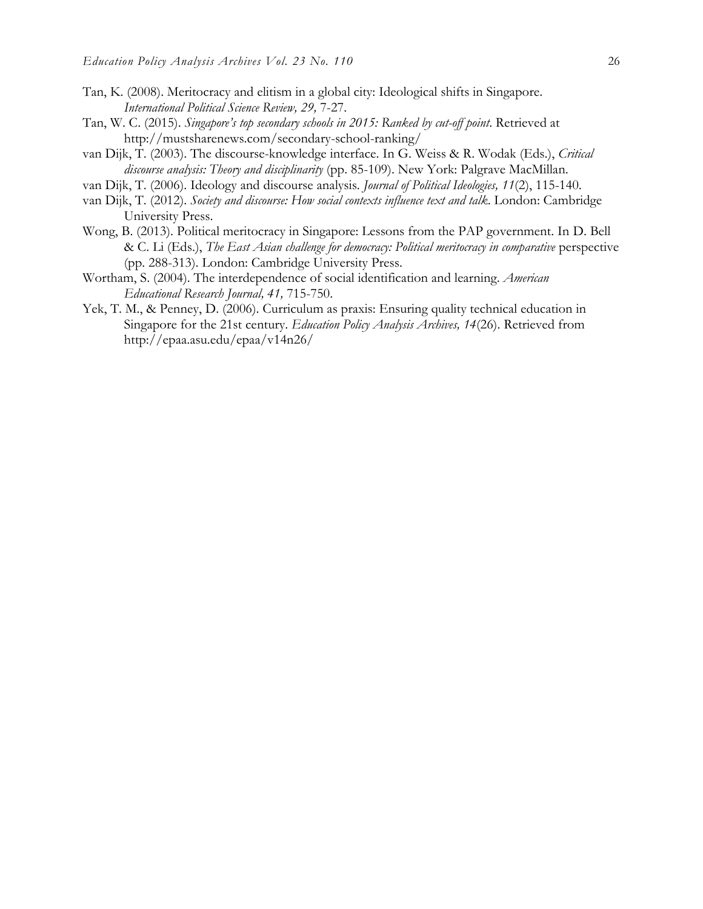Tan, K. (2008). Meritocracy and elitism in a global city: Ideological shifts in Singapore. *International Political Science Review, 29,* 7-27.

Tan, W. C. (2015). *Singapore's top secondary schools in 2015: Ranked by cut-off point*. Retrieved at http://mustsharenews.com/secondary-school-ranking/

van Dijk, T. (2003). The discourse-knowledge interface. In G. Weiss & R. Wodak (Eds.), *Critical discourse analysis: Theory and disciplinarity* (pp. 85-109). New York: Palgrave MacMillan.

van Dijk, T. (2006). Ideology and discourse analysis. *Journal of Political Ideologies, 11*(2), 115-140.

van Dijk, T. (2012). *Society and discourse: How social contexts influence text and talk*. London: Cambridge University Press.

Wong, B. (2013). Political meritocracy in Singapore: Lessons from the PAP government. In D. Bell & C. Li (Eds.), *The East Asian challenge for democracy: Political meritocracy in comparative* perspective (pp. 288-313). London: Cambridge University Press.

Wortham, S. (2004). The interdependence of social identification and learning. *American Educational Research Journal, 41,* 715-750.

Yek, T. M., & Penney, D. (2006). Curriculum as praxis: Ensuring quality technical education in Singapore for the 21st century. *Education Policy Analysis Archives, 14*(26). Retrieved from http://epaa.asu.edu/epaa/v14n26/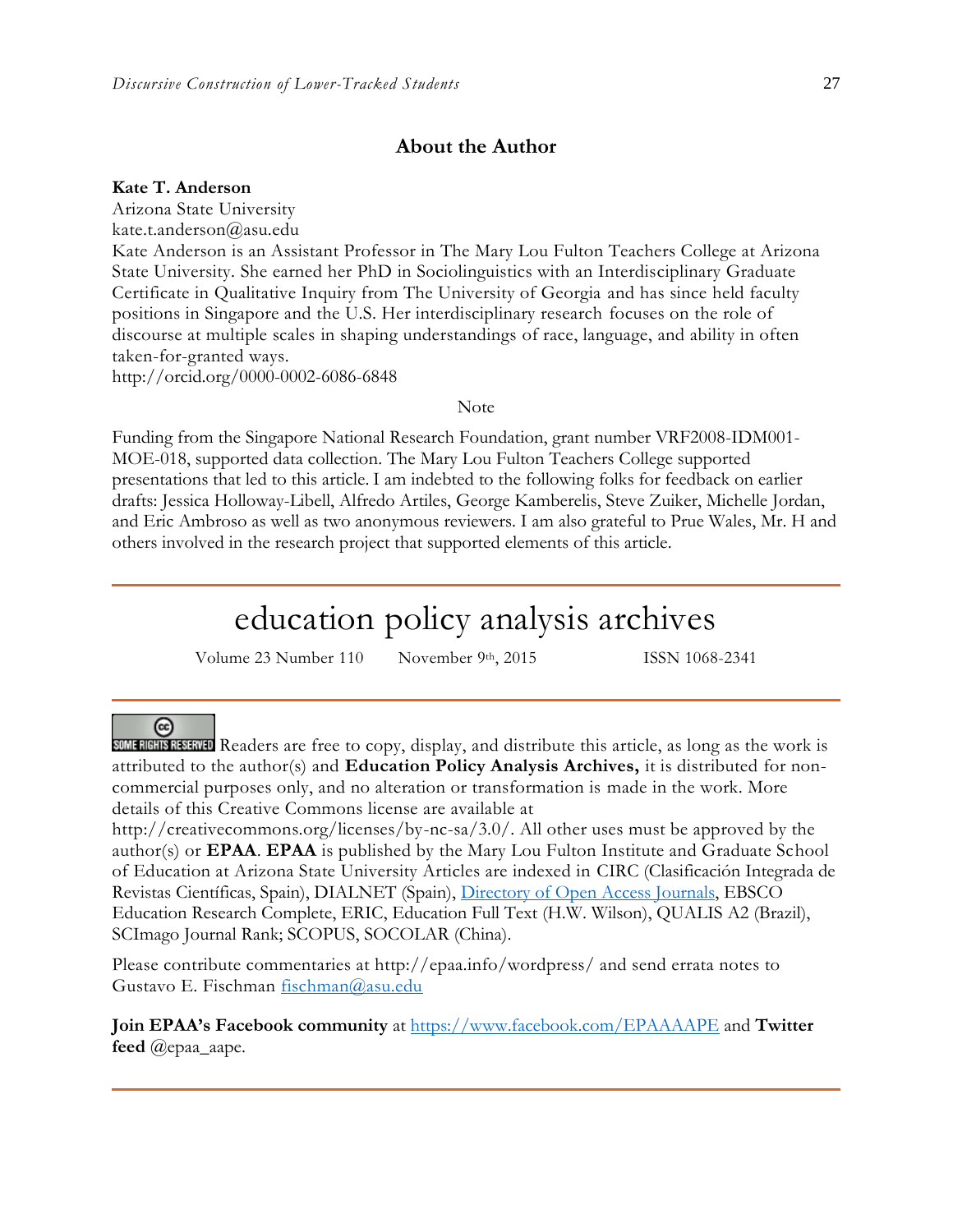## About the Author

**Kate T. Anderson**
Arizona State University
kate.t.anderson@asu.edu
Kate Anderson is an Assistant Professor in The Mary Lou Fulton Teachers College at Arizona State University. She earned her PhD in Sociolinguistics with an Interdisciplinary Graduate Certificate in Qualitative Inquiry from The University of Georgia and has since held faculty positions in Singapore and the U.S. Her interdisciplinary research focuses on the role of discourse at multiple scales in shaping understandings of race, language, and ability in often taken-for-granted ways.
http://orcid.org/0000-0002-6086-6848

Note

Funding from the Singapore National Research Foundation, grant number VRF2008-IDM001-MOE-018, supported data collection. The Mary Lou Fulton Teachers College supported presentations that led to this article. I am indebted to the following folks for feedback on earlier drafts: Jessica Holloway-Libell, Alfredo Artiles, George Kamberelis, Steve Zuiker, Michelle Jordan, and Eric Ambroso as well as two anonymous reviewers. I am also grateful to Prue Wales, Mr. H and others involved in the research project that supported elements of this article.

---

# education policy analysis archives

Volume 23 Number 110 November 9th, 2015 ISSN 1068-2341

---

SOME RIGHTS RESERVED Readers are free to copy, display, and distribute this article, as long as the work is attributed to the author(s) and **Education Policy Analysis Archives,** it is distributed for non-commercial purposes only, and no alteration or transformation is made in the work. More details of this Creative Commons license are available at http://creativecommons.org/licenses/by-nc-sa/3.0/. All other uses must be approved by the author(s) or **EPAA**. **EPAA** is published by the Mary Lou Fulton Institute and Graduate School of Education at Arizona State University Articles are indexed in CIRC (Clasificación Integrada de Revistas Científicas, Spain), DIALNET (Spain), Directory of Open Access Journals, EBSCO Education Research Complete, ERIC, Education Full Text (H.W. Wilson), QUALIS A2 (Brazil), SCImago Journal Rank; SCOPUS, SOCOLAR (China).

Please contribute commentaries at http://epaa.info/wordpress/ and send errata notes to Gustavo E. Fischman fischman@asu.edu

**Join EPAA's Facebook community** at https://www.facebook.com/EPAAAAPE and **Twitter feed** @epaa_aape.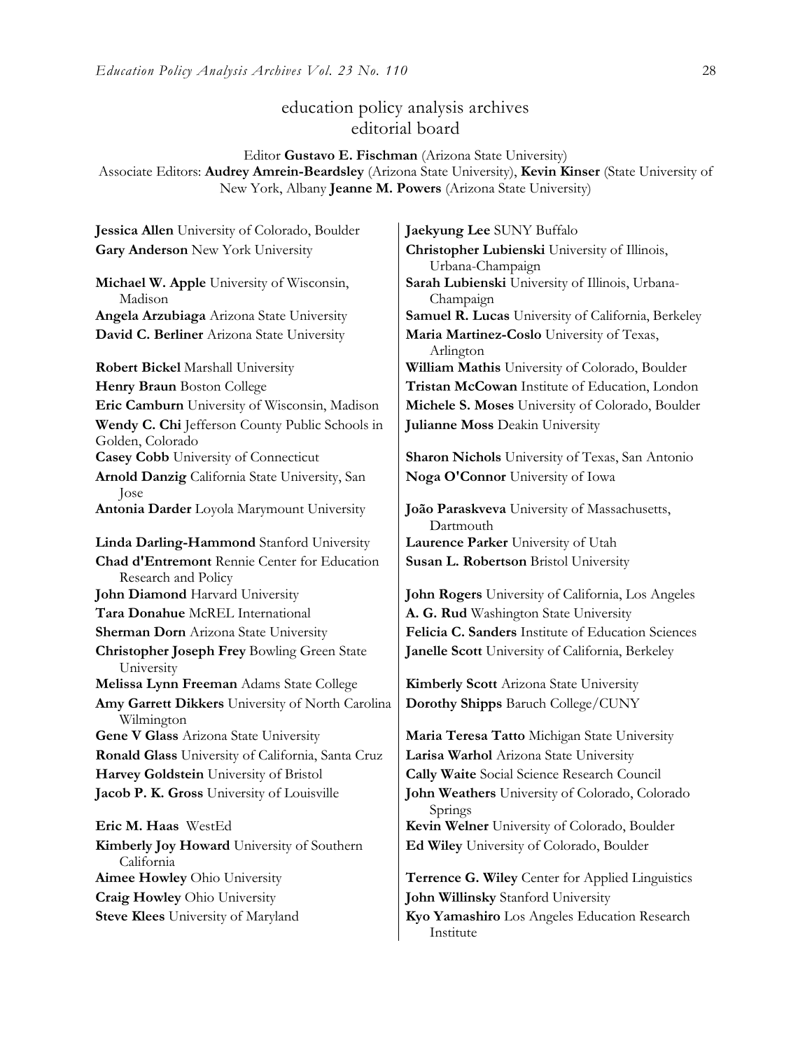## education policy analysis archives
## editorial board

Editor **Gustavo E. Fischman** (Arizona State University)
Associate Editors: **Audrey Amrein-Beardsley** (Arizona State University), **Kevin Kinser** (State University of New York, Albany **Jeanne M. Powers** (Arizona State University)

**Jessica Allen** University of Colorado, Boulder
**Gary Anderson** New York University
**Michael W. Apple** University of Wisconsin, Madison
**Angela Arzubiaga** Arizona State University
**David C. Berliner** Arizona State University
**Robert Bickel** Marshall University
**Henry Braun** Boston College
**Eric Camburn** University of Wisconsin, Madison
**Wendy C. Chi** Jefferson County Public Schools in Golden, Colorado
**Casey Cobb** University of Connecticut
**Arnold Danzig** California State University, San Jose
**Antonia Darder** Loyola Marymount University
**Linda Darling-Hammond** Stanford University
**Chad d'Entremont** Rennie Center for Education Research and Policy
**John Diamond** Harvard University
**Tara Donahue** McREL International
**Sherman Dorn** Arizona State University
**Christopher Joseph Frey** Bowling Green State University
**Melissa Lynn Freeman** Adams State College
**Amy Garrett Dikkers** University of North Carolina Wilmington
**Gene V Glass** Arizona State University
**Ronald Glass** University of California, Santa Cruz
**Harvey Goldstein** University of Bristol
**Jacob P. K. Gross** University of Louisville
**Eric M. Haas** WestEd
**Kimberly Joy Howard** University of Southern California
**Aimee Howley** Ohio University
**Craig Howley** Ohio University
**Steve Klees** University of Maryland
**Jaekyung Lee** SUNY Buffalo
**Christopher Lubienski** University of Illinois, Urbana-Champaign
**Sarah Lubienski** University of Illinois, Urbana-Champaign
**Samuel R. Lucas** University of California, Berkeley
**Maria Martinez-Coslo** University of Texas, Arlington
**William Mathis** University of Colorado, Boulder
**Tristan McCowan** Institute of Education, London
**Michele S. Moses** University of Colorado, Boulder
**Julianne Moss** Deakin University
**Sharon Nichols** University of Texas, San Antonio
**Noga O'Connor** University of Iowa
**João Paraskveva** University of Massachusetts, Dartmouth
**Laurence Parker** University of Utah
**Susan L. Robertson** Bristol University
**John Rogers** University of California, Los Angeles
**A. G. Rud** Washington State University
**Felicia C. Sanders** Institute of Education Sciences
**Janelle Scott** University of California, Berkeley
**Kimberly Scott** Arizona State University
**Dorothy Shipps** Baruch College/CUNY
**Maria Teresa Tatto** Michigan State University
**Larisa Warhol** Arizona State University
**Cally Waite** Social Science Research Council
**John Weathers** University of Colorado, Colorado Springs
**Kevin Welner** University of Colorado, Boulder
**Ed Wiley** University of Colorado, Boulder
**Terrence G. Wiley** Center for Applied Linguistics
**John Willinsky** Stanford University
**Kyo Yamashiro** Los Angeles Education Research Institute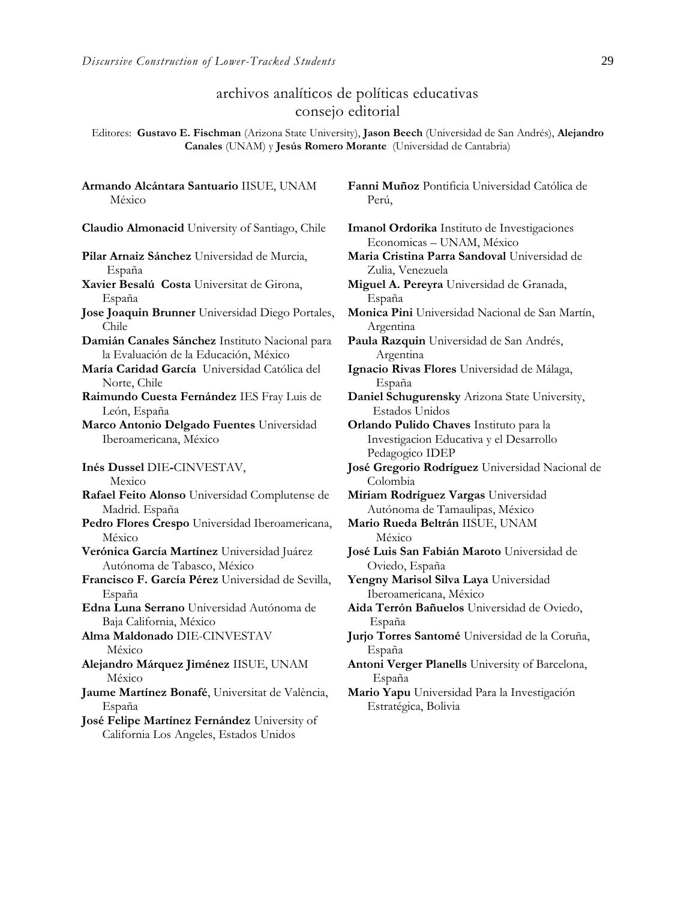## archivos analíticos de políticas educativas consejo editorial

Editores: **Gustavo E. Fischman** (Arizona State University), **Jason Beech** (Universidad de San Andrés), **Alejandro Canales** (UNAM) y **Jesús Romero Morante** (Universidad de Cantabria)

**Armando Alcántara Santuario** IISUE, UNAM México

**Claudio Almonacid** University of Santiago, Chile

**Pilar Arnaiz Sánchez** Universidad de Murcia, España

**Xavier Besalú Costa** Universitat de Girona, España

**Jose Joaquin Brunner** Universidad Diego Portales, Chile

**Damián Canales Sánchez** Instituto Nacional para la Evaluación de la Educación, México

**María Caridad García** Universidad Católica del Norte, Chile

**Raimundo Cuesta Fernández** IES Fray Luis de León, España

**Marco Antonio Delgado Fuentes** Universidad Iberoamericana, México

**Inés Dussel** DIE-CINVESTAV, Mexico

**Rafael Feito Alonso** Universidad Complutense de Madrid. España

**Pedro Flores Crespo** Universidad Iberoamericana, México

**Verónica García Martínez** Universidad Juárez Autónoma de Tabasco, México

**Francisco F. García Pérez** Universidad de Sevilla, España

**Edna Luna Serrano** Universidad Autónoma de Baja California, México

**Alma Maldonado** DIE-CINVESTAV México

**Alejandro Márquez Jiménez** IISUE, UNAM México

**Jaume Martínez Bonafé**, Universitat de València, España

**José Felipe Martínez Fernández** University of California Los Angeles, Estados Unidos

**Fanni Muñoz** Pontificia Universidad Católica de Perú,

**Imanol Ordorika** Instituto de Investigaciones Economicas – UNAM, México

**Maria Cristina Parra Sandoval** Universidad de Zulia, Venezuela

**Miguel A. Pereyra** Universidad de Granada, España

**Monica Pini** Universidad Nacional de San Martín, Argentina

**Paula Razquin** Universidad de San Andrés, Argentina

**Ignacio Rivas Flores** Universidad de Málaga, España

**Daniel Schugurensky** Arizona State University, Estados Unidos

**Orlando Pulido Chaves** Instituto para la Investigacion Educativa y el Desarrollo Pedagogico IDEP

**José Gregorio Rodríguez** Universidad Nacional de Colombia

**Miriam Rodríguez Vargas** Universidad Autónoma de Tamaulipas, México

**Mario Rueda Beltrán** IISUE, UNAM México

**José Luis San Fabián Maroto** Universidad de Oviedo, España

**Yengny Marisol Silva Laya** Universidad Iberoamericana, México

**Aida Terrón Bañuelos** Universidad de Oviedo, España

**Jurjo Torres Santomé** Universidad de la Coruña, España

**Antoni Verger Planells** University of Barcelona, España

**Mario Yapu** Universidad Para la Investigación Estratégica, Bolivia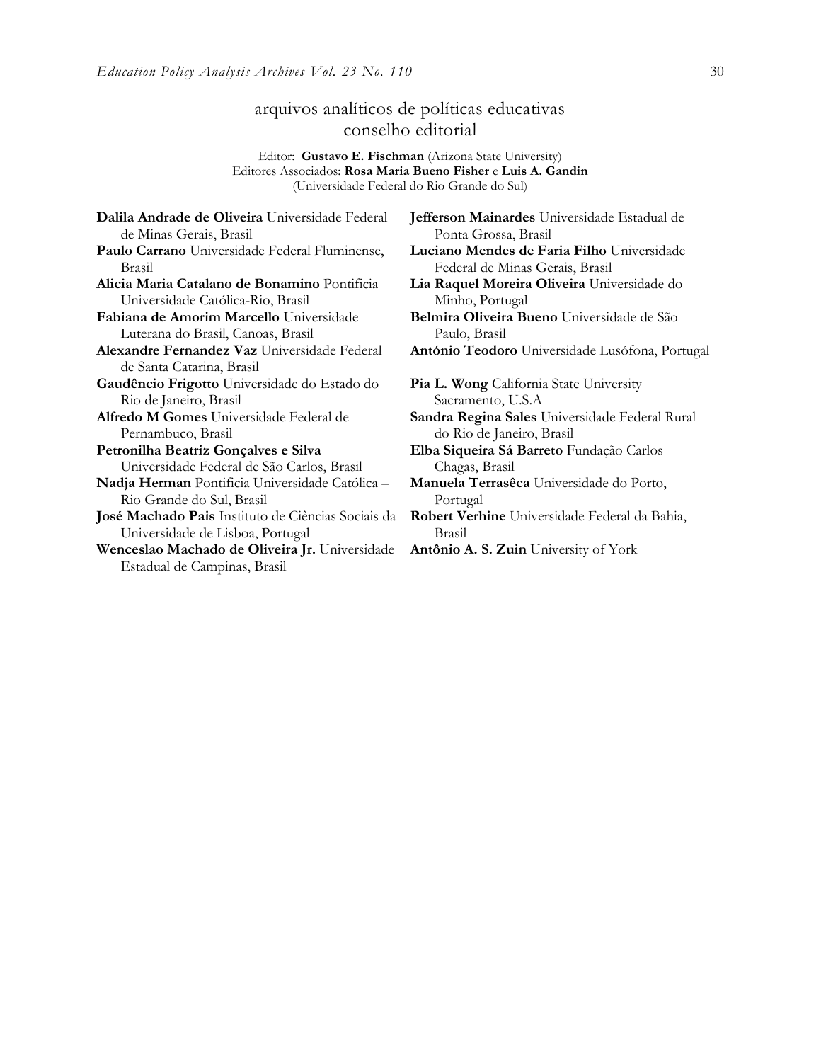## arquivos analíticos de políticas educativas
## conselho editorial

Editor: **Gustavo E. Fischman** (Arizona State University)
Editores Associados: **Rosa Maria Bueno Fisher** e **Luis A. Gandin**
(Universidade Federal do Rio Grande do Sul)

**Dalila Andrade de Oliveira** Universidade Federal de Minas Gerais, Brasil

**Paulo Carrano** Universidade Federal Fluminense, Brasil

**Alicia Maria Catalano de Bonamino** Pontificia Universidade Católica-Rio, Brasil

**Fabiana de Amorim Marcello** Universidade Luterana do Brasil, Canoas, Brasil

**Alexandre Fernandez Vaz** Universidade Federal de Santa Catarina, Brasil

**Gaudêncio Frigotto** Universidade do Estado do Rio de Janeiro, Brasil

**Alfredo M Gomes** Universidade Federal de Pernambuco, Brasil

**Petronilha Beatriz Gonçalves e Silva** Universidade Federal de São Carlos, Brasil

**Nadja Herman** Pontificia Universidade Católica – Rio Grande do Sul, Brasil

**José Machado Pais** Instituto de Ciências Sociais da Universidade de Lisboa, Portugal

**Wenceslao Machado de Oliveira Jr.** Universidade Estadual de Campinas, Brasil

**Jefferson Mainardes** Universidade Estadual de Ponta Grossa, Brasil

**Luciano Mendes de Faria Filho** Universidade Federal de Minas Gerais, Brasil

**Lia Raquel Moreira Oliveira** Universidade do Minho, Portugal

**Belmira Oliveira Bueno** Universidade de São Paulo, Brasil

**António Teodoro** Universidade Lusófona, Portugal

**Pia L. Wong** California State University Sacramento, U.S.A

**Sandra Regina Sales** Universidade Federal Rural do Rio de Janeiro, Brasil

**Elba Siqueira Sá Barreto** Fundação Carlos Chagas, Brasil

**Manuela Terrasêca** Universidade do Porto, Portugal

**Robert Verhine** Universidade Federal da Bahia, Brasil

**Antônio A. S. Zuin** University of York